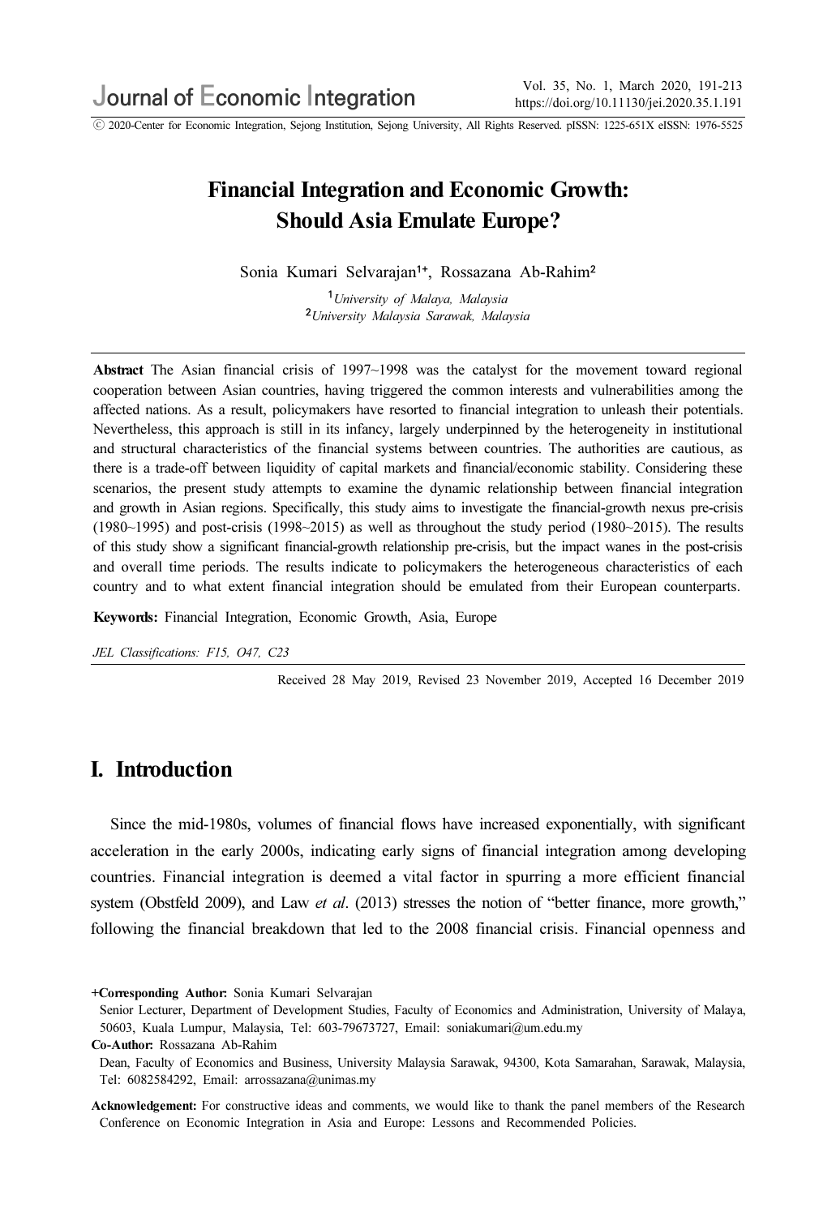# Financial Integration and Economic Growth: Should Asia Emulate Europe?

Sonia Kumari Selvarajan[1+], Rossazana Ab-Rahim[2]

[1]*University of Malaya, Malaysia*
[2]*University Malaysia Sarawak, Malaysia*

**Abstract** The Asian financial crisis of 1997~1998 was the catalyst for the movement toward regional cooperation between Asian countries, having triggered the common interests and vulnerabilities among the affected nations. As a result, policymakers have resorted to financial integration to unleash their potentials. Nevertheless, this approach is still in its infancy, largely underpinned by the heterogeneity in institutional and structural characteristics of the financial systems between countries. The authorities are cautious, as there is a trade-off between liquidity of capital markets and financial/economic stability. Considering these scenarios, the present study attempts to examine the dynamic relationship between financial integration and growth in Asian regions. Specifically, this study aims to investigate the financial-growth nexus pre-crisis (1980~1995) and post-crisis (1998~2015) as well as throughout the study period (1980~2015). The results of this study show a significant financial-growth relationship pre-crisis, but the impact wanes in the post-crisis and overall time periods. The results indicate to policymakers the heterogeneous characteristics of each country and to what extent financial integration should be emulated from their European counterparts.

**Keywords:** Financial Integration, Economic Growth, Asia, Europe

*JEL Classifications: F15, O47, C23*

Received 28 May 2019, Revised 23 November 2019, Accepted 16 December 2019

## I. Introduction

Since the mid-1980s, volumes of financial flows have increased exponentially, with significant acceleration in the early 2000s, indicating early signs of financial integration among developing countries. Financial integration is deemed a vital factor in spurring a more efficient financial system (Obstfeld 2009), and Law *et al*. (2013) stresses the notion of "better finance, more growth," following the financial breakdown that led to the 2008 financial crisis. Financial openness and

**+Corresponding Author:** Sonia Kumari Selvarajan
Senior Lecturer, Department of Development Studies, Faculty of Economics and Administration, University of Malaya, 50603, Kuala Lumpur, Malaysia, Tel: 603-79673727, Email: soniakumari@um.edu.my

**Co-Author:** Rossazana Ab-Rahim
Dean, Faculty of Economics and Business, University Malaysia Sarawak, 94300, Kota Samarahan, Sarawak, Malaysia, Tel: 6082584292, Email: arrossazana@unimas.my

**Acknowledgement:** For constructive ideas and comments, we would like to thank the panel members of the Research Conference on Economic Integration in Asia and Europe: Lessons and Recommended Policies.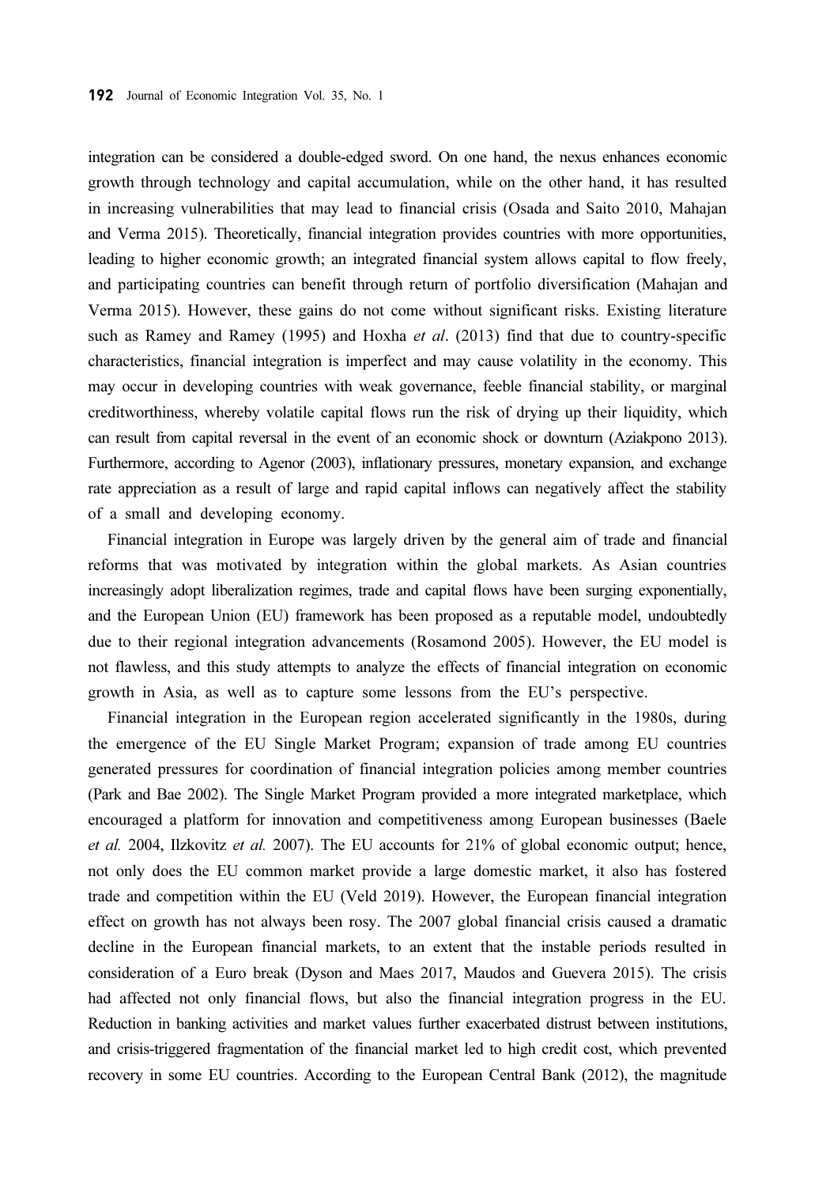integration can be considered a double-edged sword. On one hand, the nexus enhances economic growth through technology and capital accumulation, while on the other hand, it has resulted in increasing vulnerabilities that may lead to financial crisis (Osada and Saito 2010, Mahajan and Verma 2015). Theoretically, financial integration provides countries with more opportunities, leading to higher economic growth; an integrated financial system allows capital to flow freely, and participating countries can benefit through return of portfolio diversification (Mahajan and Verma 2015). However, these gains do not come without significant risks. Existing literature such as Ramey and Ramey (1995) and Hoxha *et al*. (2013) find that due to country-specific characteristics, financial integration is imperfect and may cause volatility in the economy. This may occur in developing countries with weak governance, feeble financial stability, or marginal creditworthiness, whereby volatile capital flows run the risk of drying up their liquidity, which can result from capital reversal in the event of an economic shock or downturn (Aziakpono 2013). Furthermore, according to Agenor (2003), inflationary pressures, monetary expansion, and exchange rate appreciation as a result of large and rapid capital inflows can negatively affect the stability of a small and developing economy.

Financial integration in Europe was largely driven by the general aim of trade and financial reforms that was motivated by integration within the global markets. As Asian countries increasingly adopt liberalization regimes, trade and capital flows have been surging exponentially, and the European Union (EU) framework has been proposed as a reputable model, undoubtedly due to their regional integration advancements (Rosamond 2005). However, the EU model is not flawless, and this study attempts to analyze the effects of financial integration on economic growth in Asia, as well as to capture some lessons from the EU's perspective.

Financial integration in the European region accelerated significantly in the 1980s, during the emergence of the EU Single Market Program; expansion of trade among EU countries generated pressures for coordination of financial integration policies among member countries (Park and Bae 2002). The Single Market Program provided a more integrated marketplace, which encouraged a platform for innovation and competitiveness among European businesses (Baele *et al.* 2004, Ilzkovitz *et al.* 2007). The EU accounts for 21% of global economic output; hence, not only does the EU common market provide a large domestic market, it also has fostered trade and competition within the EU (Veld 2019). However, the European financial integration effect on growth has not always been rosy. The 2007 global financial crisis caused a dramatic decline in the European financial markets, to an extent that the instable periods resulted in consideration of a Euro break (Dyson and Maes 2017, Maudos and Guevera 2015). The crisis had affected not only financial flows, but also the financial integration progress in the EU. Reduction in banking activities and market values further exacerbated distrust between institutions, and crisis-triggered fragmentation of the financial market led to high credit cost, which prevented recovery in some EU countries. According to the European Central Bank (2012), the magnitude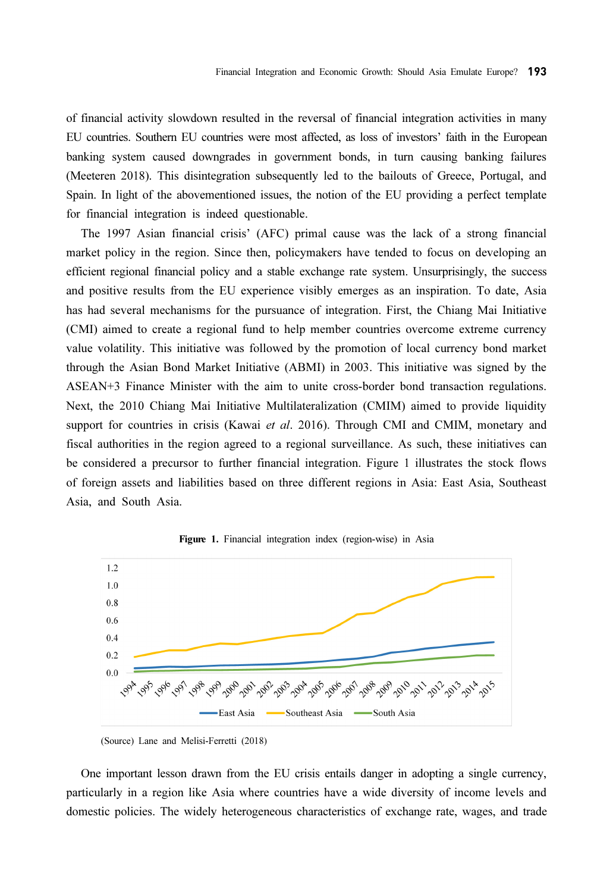of financial activity slowdown resulted in the reversal of financial integration activities in many EU countries. Southern EU countries were most affected, as loss of investors' faith in the European banking system caused downgrades in government bonds, in turn causing banking failures (Meeteren 2018). This disintegration subsequently led to the bailouts of Greece, Portugal, and Spain. In light of the abovementioned issues, the notion of the EU providing a perfect template for financial integration is indeed questionable.

The 1997 Asian financial crisis' (AFC) primal cause was the lack of a strong financial market policy in the region. Since then, policymakers have tended to focus on developing an efficient regional financial policy and a stable exchange rate system. Unsurprisingly, the success and positive results from the EU experience visibly emerges as an inspiration. To date, Asia has had several mechanisms for the pursuance of integration. First, the Chiang Mai Initiative (CMI) aimed to create a regional fund to help member countries overcome extreme currency value volatility. This initiative was followed by the promotion of local currency bond market through the Asian Bond Market Initiative (ABMI) in 2003. This initiative was signed by the ASEAN+3 Finance Minister with the aim to unite cross-border bond transaction regulations. Next, the 2010 Chiang Mai Initiative Multilateralization (CMIM) aimed to provide liquidity support for countries in crisis (Kawai *et al*. 2016). Through CMI and CMIM, monetary and fiscal authorities in the region agreed to a regional surveillance. As such, these initiatives can be considered a precursor to further financial integration. Figure 1 illustrates the stock flows of foreign assets and liabilities based on three different regions in Asia: East Asia, Southeast Asia, and South Asia.

**Figure 1.** Financial integration index (region-wise) in Asia

(Source) Lane and Melisi-Ferretti (2018)

One important lesson drawn from the EU crisis entails danger in adopting a single currency, particularly in a region like Asia where countries have a wide diversity of income levels and domestic policies. The widely heterogeneous characteristics of exchange rate, wages, and trade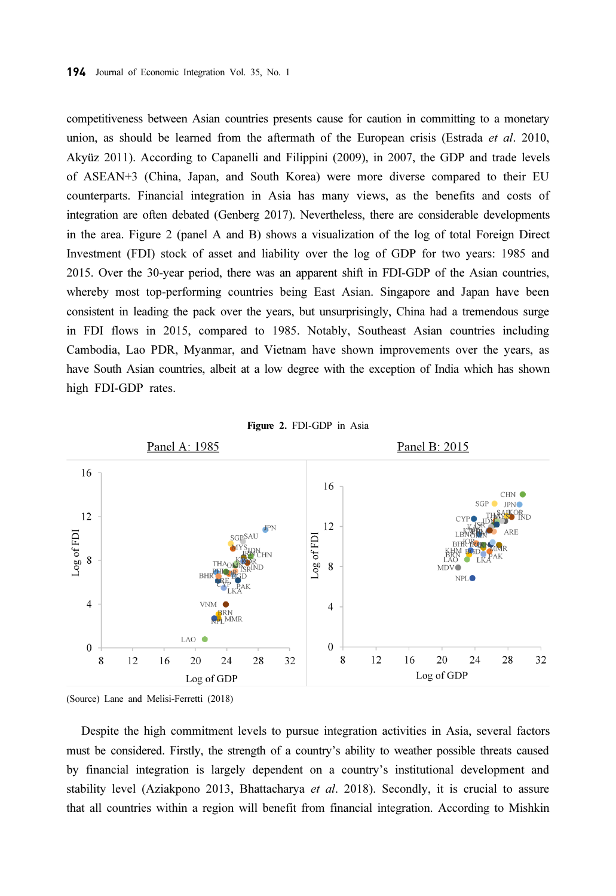competitiveness between Asian countries presents cause for caution in committing to a monetary union, as should be learned from the aftermath of the European crisis (Estrada *et al*. 2010, Akyüz 2011). According to Capanelli and Filippini (2009), in 2007, the GDP and trade levels of ASEAN+3 (China, Japan, and South Korea) were more diverse compared to their EU counterparts. Financial integration in Asia has many views, as the benefits and costs of integration are often debated (Genberg 2017). Nevertheless, there are considerable developments in the area. Figure 2 (panel A and B) shows a visualization of the log of total Foreign Direct Investment (FDI) stock of asset and liability over the log of GDP for two years: 1985 and 2015. Over the 30-year period, there was an apparent shift in FDI-GDP of the Asian countries, whereby most top-performing countries being East Asian. Singapore and Japan have been consistent in leading the pack over the years, but unsurprisingly, China had a tremendous surge in FDI flows in 2015, compared to 1985. Notably, Southeast Asian countries including Cambodia, Lao PDR, Myanmar, and Vietnam have shown improvements over the years, as have South Asian countries, albeit at a low degree with the exception of India which has shown high FDI-GDP rates.

**Figure 2.** FDI-GDP in Asia

Panel A: 1985 | Panel B: 2015

(Source) Lane and Melisi-Ferretti (2018)

Despite the high commitment levels to pursue integration activities in Asia, several factors must be considered. Firstly, the strength of a country's ability to weather possible threats caused by financial integration is largely dependent on a country's institutional development and stability level (Aziakpono 2013, Bhattacharya *et al*. 2018). Secondly, it is crucial to assure that all countries within a region will benefit from financial integration. According to Mishkin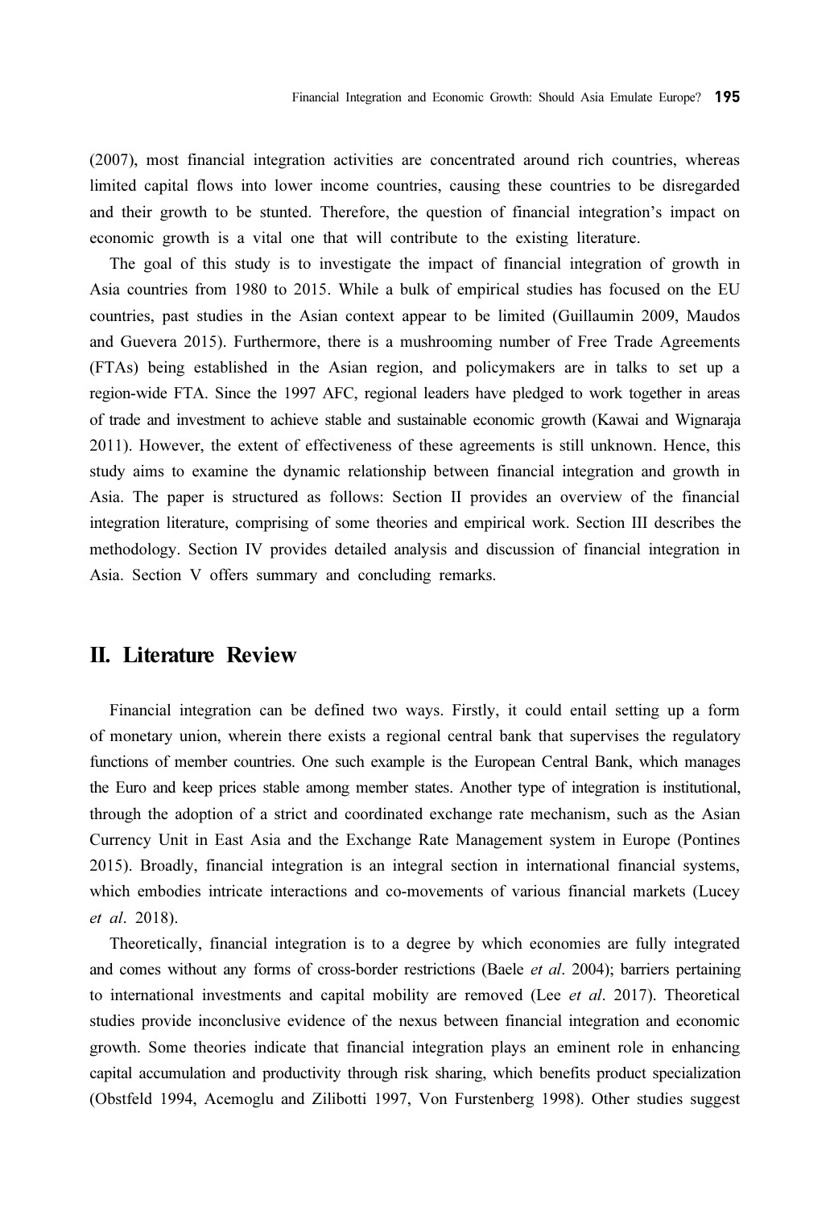(2007), most financial integration activities are concentrated around rich countries, whereas limited capital flows into lower income countries, causing these countries to be disregarded and their growth to be stunted. Therefore, the question of financial integration's impact on economic growth is a vital one that will contribute to the existing literature.

The goal of this study is to investigate the impact of financial integration of growth in Asia countries from 1980 to 2015. While a bulk of empirical studies has focused on the EU countries, past studies in the Asian context appear to be limited (Guillaumin 2009, Maudos and Guevera 2015). Furthermore, there is a mushrooming number of Free Trade Agreements (FTAs) being established in the Asian region, and policymakers are in talks to set up a region-wide FTA. Since the 1997 AFC, regional leaders have pledged to work together in areas of trade and investment to achieve stable and sustainable economic growth (Kawai and Wignaraja 2011). However, the extent of effectiveness of these agreements is still unknown. Hence, this study aims to examine the dynamic relationship between financial integration and growth in Asia. The paper is structured as follows: Section II provides an overview of the financial integration literature, comprising of some theories and empirical work. Section III describes the methodology. Section IV provides detailed analysis and discussion of financial integration in Asia. Section V offers summary and concluding remarks.

## II. Literature Review

Financial integration can be defined two ways. Firstly, it could entail setting up a form of monetary union, wherein there exists a regional central bank that supervises the regulatory functions of member countries. One such example is the European Central Bank, which manages the Euro and keep prices stable among member states. Another type of integration is institutional, through the adoption of a strict and coordinated exchange rate mechanism, such as the Asian Currency Unit in East Asia and the Exchange Rate Management system in Europe (Pontines 2015). Broadly, financial integration is an integral section in international financial systems, which embodies intricate interactions and co-movements of various financial markets (Lucey *et al*. 2018).

Theoretically, financial integration is to a degree by which economies are fully integrated and comes without any forms of cross-border restrictions (Baele *et al*. 2004); barriers pertaining to international investments and capital mobility are removed (Lee *et al*. 2017). Theoretical studies provide inconclusive evidence of the nexus between financial integration and economic growth. Some theories indicate that financial integration plays an eminent role in enhancing capital accumulation and productivity through risk sharing, which benefits product specialization (Obstfeld 1994, Acemoglu and Zilibotti 1997, Von Furstenberg 1998). Other studies suggest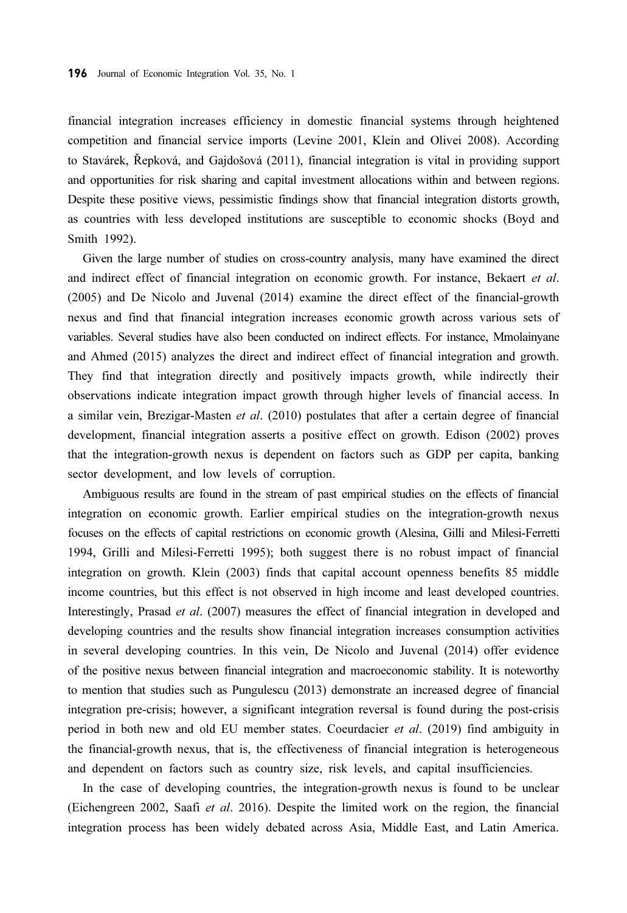financial integration increases efficiency in domestic financial systems through heightened competition and financial service imports (Levine 2001, Klein and Olivei 2008). According to Stavárek, Řepková, and Gajdošová (2011), financial integration is vital in providing support and opportunities for risk sharing and capital investment allocations within and between regions. Despite these positive views, pessimistic findings show that financial integration distorts growth, as countries with less developed institutions are susceptible to economic shocks (Boyd and Smith 1992).

Given the large number of studies on cross-country analysis, many have examined the direct and indirect effect of financial integration on economic growth. For instance, Bekaert *et al*. (2005) and De Nicolo and Juvenal (2014) examine the direct effect of the financial-growth nexus and find that financial integration increases economic growth across various sets of variables. Several studies have also been conducted on indirect effects. For instance, Mmolainyane and Ahmed (2015) analyzes the direct and indirect effect of financial integration and growth. They find that integration directly and positively impacts growth, while indirectly their observations indicate integration impact growth through higher levels of financial access. In a similar vein, Brezigar-Masten *et al*. (2010) postulates that after a certain degree of financial development, financial integration asserts a positive effect on growth. Edison (2002) proves that the integration-growth nexus is dependent on factors such as GDP per capita, banking sector development, and low levels of corruption.

Ambiguous results are found in the stream of past empirical studies on the effects of financial integration on economic growth. Earlier empirical studies on the integration-growth nexus focuses on the effects of capital restrictions on economic growth (Alesina, Gilli and Milesi-Ferretti 1994, Grilli and Milesi-Ferretti 1995); both suggest there is no robust impact of financial integration on growth. Klein (2003) finds that capital account openness benefits 85 middle income countries, but this effect is not observed in high income and least developed countries. Interestingly, Prasad *et al*. (2007) measures the effect of financial integration in developed and developing countries and the results show financial integration increases consumption activities in several developing countries. In this vein, De Nicolo and Juvenal (2014) offer evidence of the positive nexus between financial integration and macroeconomic stability. It is noteworthy to mention that studies such as Pungulescu (2013) demonstrate an increased degree of financial integration pre-crisis; however, a significant integration reversal is found during the post-crisis period in both new and old EU member states. Coeurdacier *et al*. (2019) find ambiguity in the financial-growth nexus, that is, the effectiveness of financial integration is heterogeneous and dependent on factors such as country size, risk levels, and capital insufficiencies.

In the case of developing countries, the integration-growth nexus is found to be unclear (Eichengreen 2002, Saafi *et al*. 2016). Despite the limited work on the region, the financial integration process has been widely debated across Asia, Middle East, and Latin America.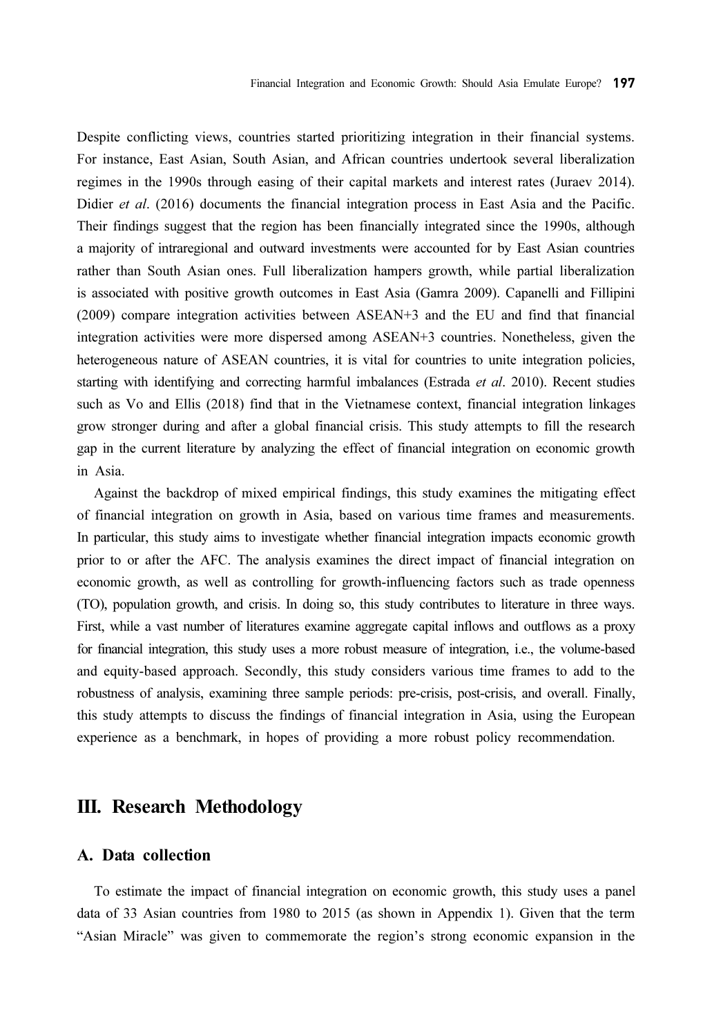Despite conflicting views, countries started prioritizing integration in their financial systems. For instance, East Asian, South Asian, and African countries undertook several liberalization regimes in the 1990s through easing of their capital markets and interest rates (Juraev 2014). Didier *et al*. (2016) documents the financial integration process in East Asia and the Pacific. Their findings suggest that the region has been financially integrated since the 1990s, although a majority of intraregional and outward investments were accounted for by East Asian countries rather than South Asian ones. Full liberalization hampers growth, while partial liberalization is associated with positive growth outcomes in East Asia (Gamra 2009). Capanelli and Fillipini (2009) compare integration activities between ASEAN+3 and the EU and find that financial integration activities were more dispersed among ASEAN+3 countries. Nonetheless, given the heterogeneous nature of ASEAN countries, it is vital for countries to unite integration policies, starting with identifying and correcting harmful imbalances (Estrada *et al*. 2010). Recent studies such as Vo and Ellis (2018) find that in the Vietnamese context, financial integration linkages grow stronger during and after a global financial crisis. This study attempts to fill the research gap in the current literature by analyzing the effect of financial integration on economic growth in Asia.

Against the backdrop of mixed empirical findings, this study examines the mitigating effect of financial integration on growth in Asia, based on various time frames and measurements. In particular, this study aims to investigate whether financial integration impacts economic growth prior to or after the AFC. The analysis examines the direct impact of financial integration on economic growth, as well as controlling for growth-influencing factors such as trade openness (TO), population growth, and crisis. In doing so, this study contributes to literature in three ways. First, while a vast number of literatures examine aggregate capital inflows and outflows as a proxy for financial integration, this study uses a more robust measure of integration, i.e., the volume-based and equity-based approach. Secondly, this study considers various time frames to add to the robustness of analysis, examining three sample periods: pre-crisis, post-crisis, and overall. Finally, this study attempts to discuss the findings of financial integration in Asia, using the European experience as a benchmark, in hopes of providing a more robust policy recommendation.

## III. Research Methodology

### A. Data collection

To estimate the impact of financial integration on economic growth, this study uses a panel data of 33 Asian countries from 1980 to 2015 (as shown in Appendix 1). Given that the term "Asian Miracle" was given to commemorate the region's strong economic expansion in the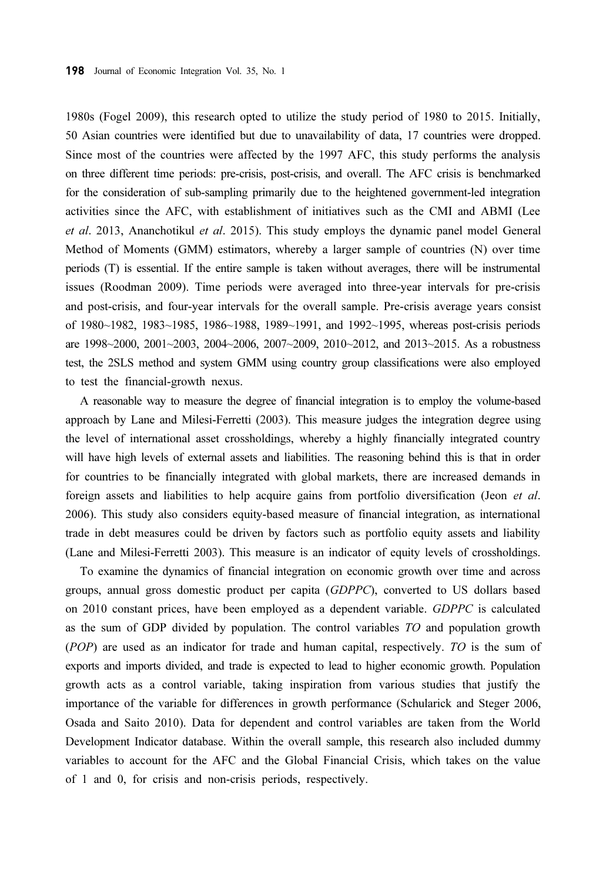1980s (Fogel 2009), this research opted to utilize the study period of 1980 to 2015. Initially, 50 Asian countries were identified but due to unavailability of data, 17 countries were dropped. Since most of the countries were affected by the 1997 AFC, this study performs the analysis on three different time periods: pre-crisis, post-crisis, and overall. The AFC crisis is benchmarked for the consideration of sub-sampling primarily due to the heightened government-led integration activities since the AFC, with establishment of initiatives such as the CMI and ABMI (Lee *et al*. 2013, Ananchotikul *et al*. 2015). This study employs the dynamic panel model General Method of Moments (GMM) estimators, whereby a larger sample of countries (N) over time periods (T) is essential. If the entire sample is taken without averages, there will be instrumental issues (Roodman 2009). Time periods were averaged into three-year intervals for pre-crisis and post-crisis, and four-year intervals for the overall sample. Pre-crisis average years consist of 1980~1982, 1983~1985, 1986~1988, 1989~1991, and 1992~1995, whereas post-crisis periods are 1998~2000, 2001~2003, 2004~2006, 2007~2009, 2010~2012, and 2013~2015. As a robustness test, the 2SLS method and system GMM using country group classifications were also employed to test the financial-growth nexus.

A reasonable way to measure the degree of financial integration is to employ the volume-based approach by Lane and Milesi-Ferretti (2003). This measure judges the integration degree using the level of international asset crossholdings, whereby a highly financially integrated country will have high levels of external assets and liabilities. The reasoning behind this is that in order for countries to be financially integrated with global markets, there are increased demands in foreign assets and liabilities to help acquire gains from portfolio diversification (Jeon *et al*. 2006). This study also considers equity-based measure of financial integration, as international trade in debt measures could be driven by factors such as portfolio equity assets and liability (Lane and Milesi-Ferretti 2003). This measure is an indicator of equity levels of crossholdings.

To examine the dynamics of financial integration on economic growth over time and across groups, annual gross domestic product per capita (*GDPPC*), converted to US dollars based on 2010 constant prices, have been employed as a dependent variable. *GDPPC* is calculated as the sum of GDP divided by population. The control variables *TO* and population growth (*POP*) are used as an indicator for trade and human capital, respectively. *TO* is the sum of exports and imports divided, and trade is expected to lead to higher economic growth. Population growth acts as a control variable, taking inspiration from various studies that justify the importance of the variable for differences in growth performance (Schularick and Steger 2006, Osada and Saito 2010). Data for dependent and control variables are taken from the World Development Indicator database. Within the overall sample, this research also included dummy variables to account for the AFC and the Global Financial Crisis, which takes on the value of 1 and 0, for crisis and non-crisis periods, respectively.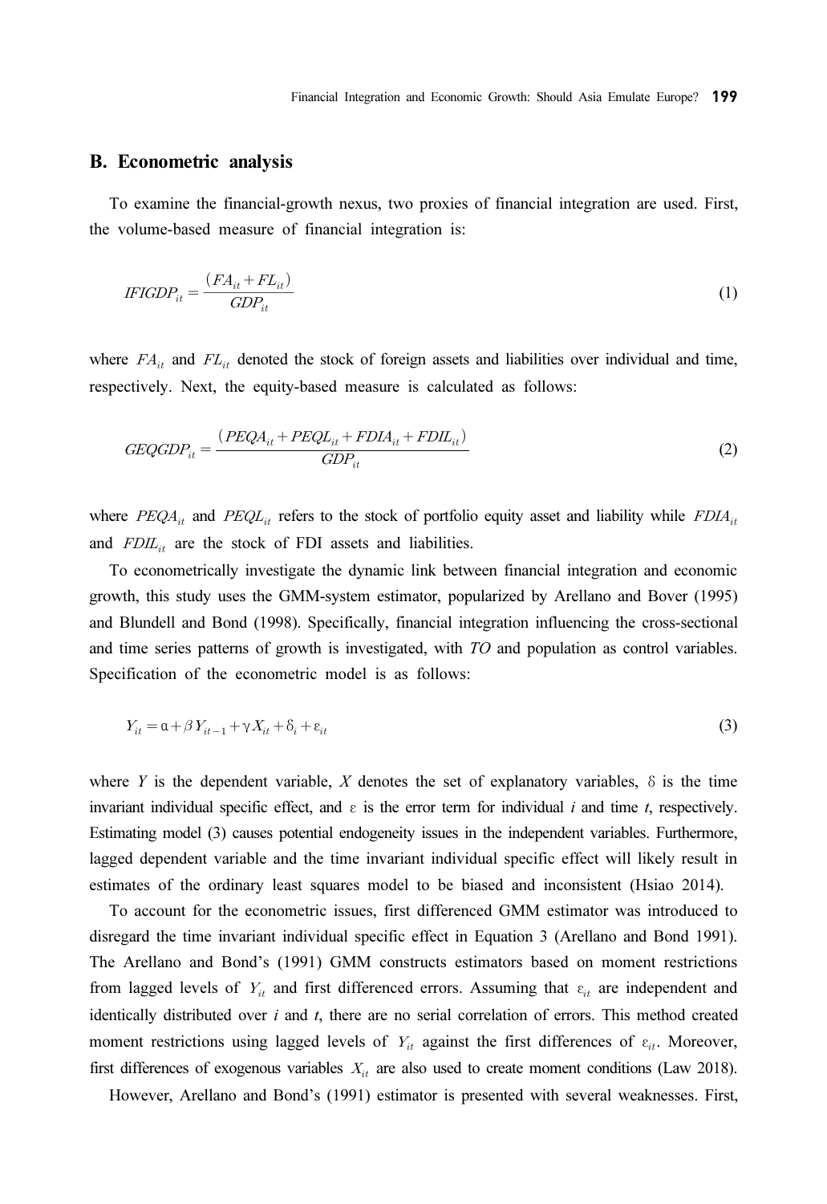## B. Econometric analysis

To examine the financial-growth nexus, two proxies of financial integration are used. First, the volume-based measure of financial integration is:

$$IFIGDP_{it} = \frac{(FA_{it} + FL_{it})}{GDP_{it}} \tag{1}$$

where $FA_{it}$ and $FL_{it}$ denoted the stock of foreign assets and liabilities over individual and time, respectively. Next, the equity-based measure is calculated as follows:

$$GEQGDP_{it} = \frac{(PEQA_{it} + PEQL_{it} + FDIA_{it} + FDIL_{it})}{GDP_{it}} \tag{2}$$

where $PEQA_{it}$ and $PEQL_{it}$ refers to the stock of portfolio equity asset and liability while $FDIA_{it}$ and $FDIL_{it}$ are the stock of FDI assets and liabilities.

To econometrically investigate the dynamic link between financial integration and economic growth, this study uses the GMM-system estimator, popularized by Arellano and Bover (1995) and Blundell and Bond (1998). Specifically, financial integration influencing the cross-sectional and time series patterns of growth is investigated, with *TO* and population as control variables. Specification of the econometric model is as follows:

$$Y_{it} = \alpha + \beta Y_{it-1} + \gamma X_{it} + \delta_i + \varepsilon_{it} \tag{3}$$

where *Y* is the dependent variable, *X* denotes the set of explanatory variables, $\delta$ is the time invariant individual specific effect, and $\varepsilon$ is the error term for individual *i* and time *t*, respectively. Estimating model (3) causes potential endogeneity issues in the independent variables. Furthermore, lagged dependent variable and the time invariant individual specific effect will likely result in estimates of the ordinary least squares model to be biased and inconsistent (Hsiao 2014).

To account for the econometric issues, first differenced GMM estimator was introduced to disregard the time invariant individual specific effect in Equation 3 (Arellano and Bond 1991). The Arellano and Bond's (1991) GMM constructs estimators based on moment restrictions from lagged levels of $Y_{it}$ and first differenced errors. Assuming that $\varepsilon_{it}$ are independent and identically distributed over *i* and *t*, there are no serial correlation of errors. This method created moment restrictions using lagged levels of $Y_{it}$ against the first differences of $\varepsilon_{it}$. Moreover, first differences of exogenous variables $X_{it}$ are also used to create moment conditions (Law 2018).

However, Arellano and Bond's (1991) estimator is presented with several weaknesses. First,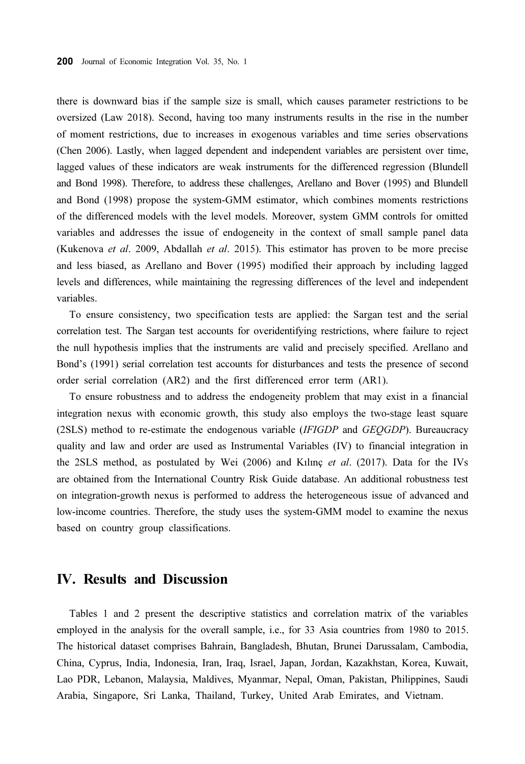there is downward bias if the sample size is small, which causes parameter restrictions to be oversized (Law 2018). Second, having too many instruments results in the rise in the number of moment restrictions, due to increases in exogenous variables and time series observations (Chen 2006). Lastly, when lagged dependent and independent variables are persistent over time, lagged values of these indicators are weak instruments for the differenced regression (Blundell and Bond 1998). Therefore, to address these challenges, Arellano and Bover (1995) and Blundell and Bond (1998) propose the system-GMM estimator, which combines moments restrictions of the differenced models with the level models. Moreover, system GMM controls for omitted variables and addresses the issue of endogeneity in the context of small sample panel data (Kukenova *et al*. 2009, Abdallah *et al*. 2015). This estimator has proven to be more precise and less biased, as Arellano and Bover (1995) modified their approach by including lagged levels and differences, while maintaining the regressing differences of the level and independent variables.

To ensure consistency, two specification tests are applied: the Sargan test and the serial correlation test. The Sargan test accounts for overidentifying restrictions, where failure to reject the null hypothesis implies that the instruments are valid and precisely specified. Arellano and Bond's (1991) serial correlation test accounts for disturbances and tests the presence of second order serial correlation (AR2) and the first differenced error term (AR1).

To ensure robustness and to address the endogeneity problem that may exist in a financial integration nexus with economic growth, this study also employs the two-stage least square (2SLS) method to re-estimate the endogenous variable (*IFIGDP* and *GEQGDP*). Bureaucracy quality and law and order are used as Instrumental Variables (IV) to financial integration in the 2SLS method, as postulated by Wei (2006) and Kılınç *et al*. (2017). Data for the IVs are obtained from the International Country Risk Guide database. An additional robustness test on integration-growth nexus is performed to address the heterogeneous issue of advanced and low-income countries. Therefore, the study uses the system-GMM model to examine the nexus based on country group classifications.

## IV. Results and Discussion

Tables 1 and 2 present the descriptive statistics and correlation matrix of the variables employed in the analysis for the overall sample, i.e., for 33 Asia countries from 1980 to 2015. The historical dataset comprises Bahrain, Bangladesh, Bhutan, Brunei Darussalam, Cambodia, China, Cyprus, India, Indonesia, Iran, Iraq, Israel, Japan, Jordan, Kazakhstan, Korea, Kuwait, Lao PDR, Lebanon, Malaysia, Maldives, Myanmar, Nepal, Oman, Pakistan, Philippines, Saudi Arabia, Singapore, Sri Lanka, Thailand, Turkey, United Arab Emirates, and Vietnam.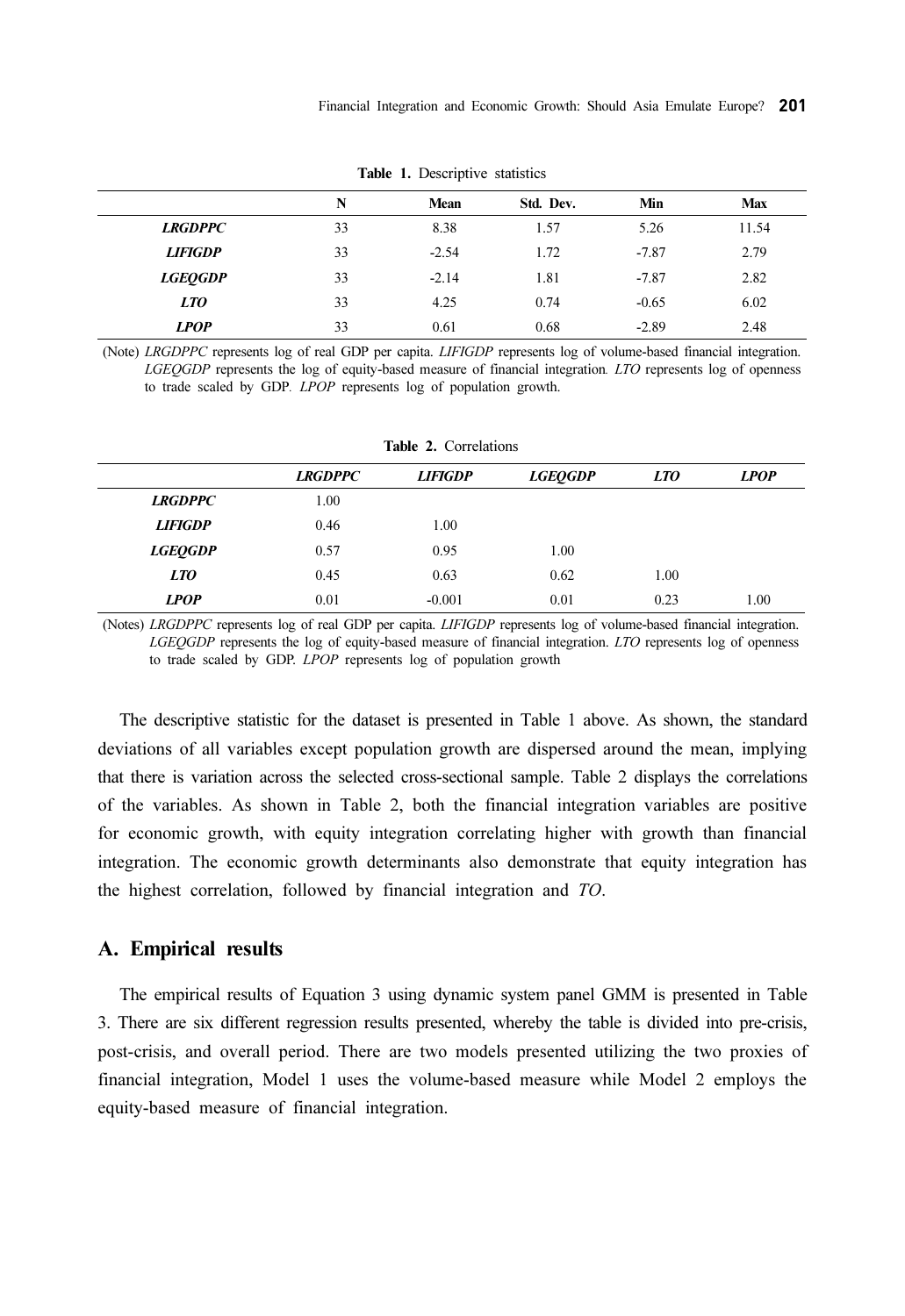**Table 1.** Descriptive statistics

| | N | Mean | Std. Dev. | Min | Max |
|---|---|---|---|---|---|
| ***LRGDPPC*** | 33 | 8.38 | 1.57 | 5.26 | 11.54 |
| ***LIFIGDP*** | 33 | -2.54 | 1.72 | -7.87 | 2.79 |
| ***LGEQGDP*** | 33 | -2.14 | 1.81 | -7.87 | 2.82 |
| ***LTO*** | 33 | 4.25 | 0.74 | -0.65 | 6.02 |
| ***LPOP*** | 33 | 0.61 | 0.68 | -2.89 | 2.48 |

(Note) *LRGDPPC* represents log of real GDP per capita. *LIFIGDP* represents log of volume-based financial integration. *LGEQGDP* represents the log of equity-based measure of financial integration. *LTO* represents log of openness to trade scaled by GDP. *LPOP* represents log of population growth.

**Table 2.** Correlations

| | *LRGDPPC* | *LIFIGDP* | *LGEQGDP* | *LTO* | *LPOP* |
|---|---|---|---|---|---|
| ***LRGDPPC*** | 1.00 | | | | |
| ***LIFIGDP*** | 0.46 | 1.00 | | | |
| ***LGEQGDP*** | 0.57 | 0.95 | 1.00 | | |
| ***LTO*** | 0.45 | 0.63 | 0.62 | 1.00 | |
| ***LPOP*** | 0.01 | -0.001 | 0.01 | 0.23 | 1.00 |

(Notes) *LRGDPPC* represents log of real GDP per capita. *LIFIGDP* represents log of volume-based financial integration. *LGEQGDP* represents the log of equity-based measure of financial integration. *LTO* represents log of openness to trade scaled by GDP. *LPOP* represents log of population growth

The descriptive statistic for the dataset is presented in Table 1 above. As shown, the standard deviations of all variables except population growth are dispersed around the mean, implying that there is variation across the selected cross-sectional sample. Table 2 displays the correlations of the variables. As shown in Table 2, both the financial integration variables are positive for economic growth, with equity integration correlating higher with growth than financial integration. The economic growth determinants also demonstrate that equity integration has the highest correlation, followed by financial integration and *TO*.

## A. Empirical results

The empirical results of Equation 3 using dynamic system panel GMM is presented in Table 3. There are six different regression results presented, whereby the table is divided into pre-crisis, post-crisis, and overall period. There are two models presented utilizing the two proxies of financial integration, Model 1 uses the volume-based measure while Model 2 employs the equity-based measure of financial integration.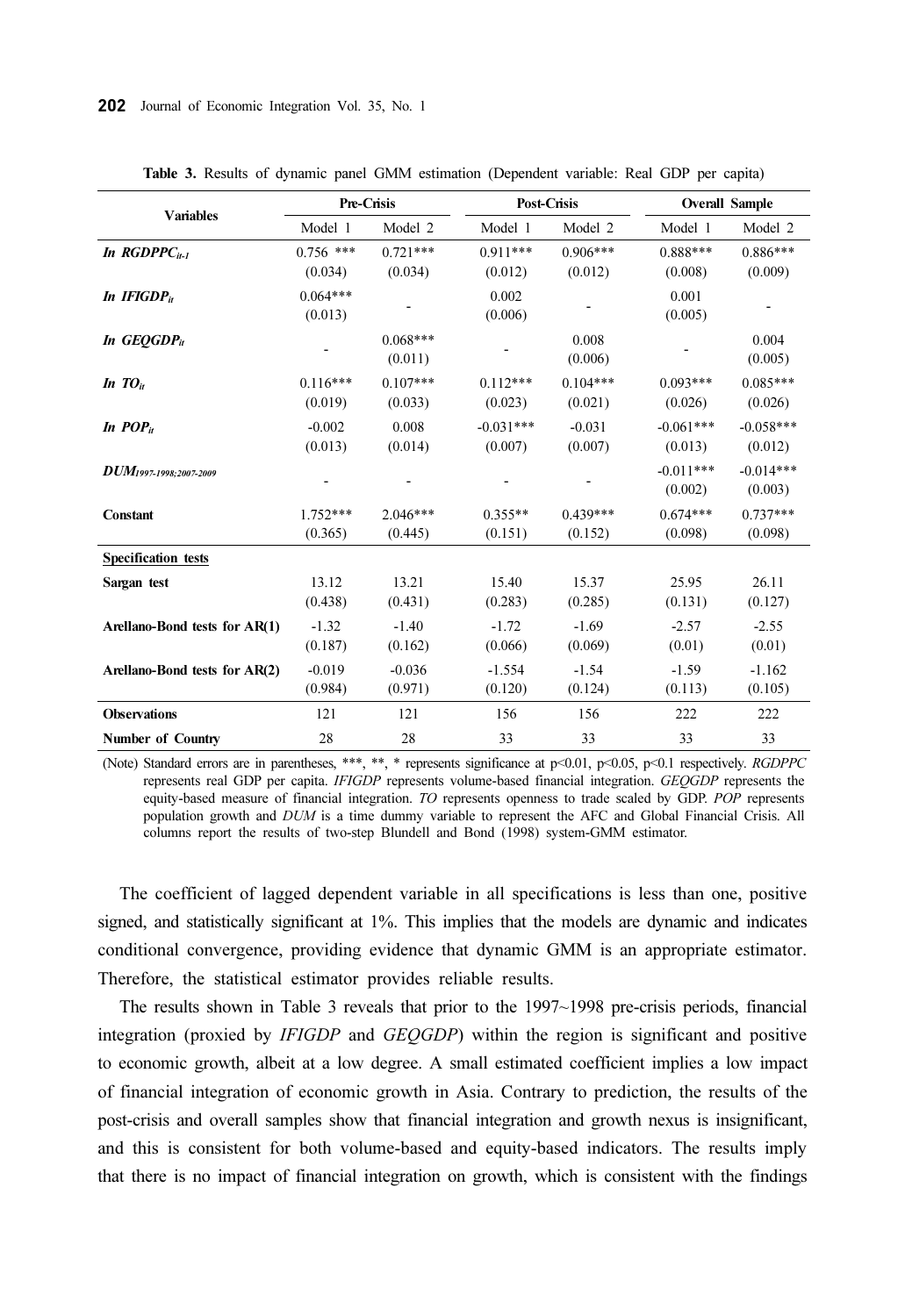**Table 3.** Results of dynamic panel GMM estimation (Dependent variable: Real GDP per capita)

| Variables | Pre-Crisis | | Post-Crisis | | Overall Sample | |
|---|---|---|---|---|---|---|
| | Model 1 | Model 2 | Model 1 | Model 2 | Model 1 | Model 2 |
| *ln* $RGDPPC_{it-1}$ | 0.756 *** (0.034) | 0.721*** (0.034) | 0.911*** (0.012) | 0.906*** (0.012) | 0.888*** (0.008) | 0.886*** (0.009) |
| *ln* $IFIGDP_{it}$ | 0.064*** (0.013) | - | 0.002 (0.006) | - | 0.001 (0.005) | - |
| *ln* $GEQGDP_{it}$ | - | 0.068*** (0.011) | - | 0.008 (0.006) | - | 0.004 (0.005) |
| *ln* $TO_{it}$ | 0.116*** (0.019) | 0.107*** (0.033) | 0.112*** (0.023) | 0.104*** (0.021) | 0.093*** (0.026) | 0.085*** (0.026) |
| *ln* $POP_{it}$ | -0.002 (0.013) | 0.008 (0.014) | -0.031*** (0.007) | -0.031 (0.007) | -0.061*** (0.013) | -0.058*** (0.012) |
| $DUM_{1997\text{-}1998;2007\text{-}2009}$ | - | - | - | - | -0.011*** (0.002) | -0.014*** (0.003) |
| Constant | 1.752*** (0.365) | 2.046*** (0.445) | 0.355** (0.151) | 0.439*** (0.152) | 0.674*** (0.098) | 0.737*** (0.098) |
| **Specification tests** | | | | | | |
| Sargan test | 13.12 (0.438) | 13.21 (0.431) | 15.40 (0.283) | 15.37 (0.285) | 25.95 (0.131) | 26.11 (0.127) |
| Arellano-Bond tests for AR(1) | -1.32 (0.187) | -1.40 (0.162) | -1.72 (0.066) | -1.69 (0.069) | -2.57 (0.01) | -2.55 (0.01) |
| Arellano-Bond tests for AR(2) | -0.019 (0.984) | -0.036 (0.971) | -1.554 (0.120) | -1.54 (0.124) | -1.59 (0.113) | -1.162 (0.105) |
| Observations | 121 | 121 | 156 | 156 | 222 | 222 |
| Number of Country | 28 | 28 | 33 | 33 | 33 | 33 |

(Note) Standard errors are in parentheses, ***, **, * represents significance at $p<0.01$, $p<0.05$, $p<0.1$ respectively. *RGDPPC* represents real GDP per capita. *IFIGDP* represents volume-based financial integration. *GEQGDP* represents the equity-based measure of financial integration. *TO* represents openness to trade scaled by GDP. *POP* represents population growth and *DUM* is a time dummy variable to represent the AFC and Global Financial Crisis. All columns report the results of two-step Blundell and Bond (1998) system-GMM estimator.

The coefficient of lagged dependent variable in all specifications is less than one, positive signed, and statistically significant at 1%. This implies that the models are dynamic and indicates conditional convergence, providing evidence that dynamic GMM is an appropriate estimator. Therefore, the statistical estimator provides reliable results.

The results shown in Table 3 reveals that prior to the 1997~1998 pre-crisis periods, financial integration (proxied by *IFIGDP* and *GEQGDP*) within the region is significant and positive to economic growth, albeit at a low degree. A small estimated coefficient implies a low impact of financial integration of economic growth in Asia. Contrary to prediction, the results of the post-crisis and overall samples show that financial integration and growth nexus is insignificant, and this is consistent for both volume-based and equity-based indicators. The results imply that there is no impact of financial integration on growth, which is consistent with the findings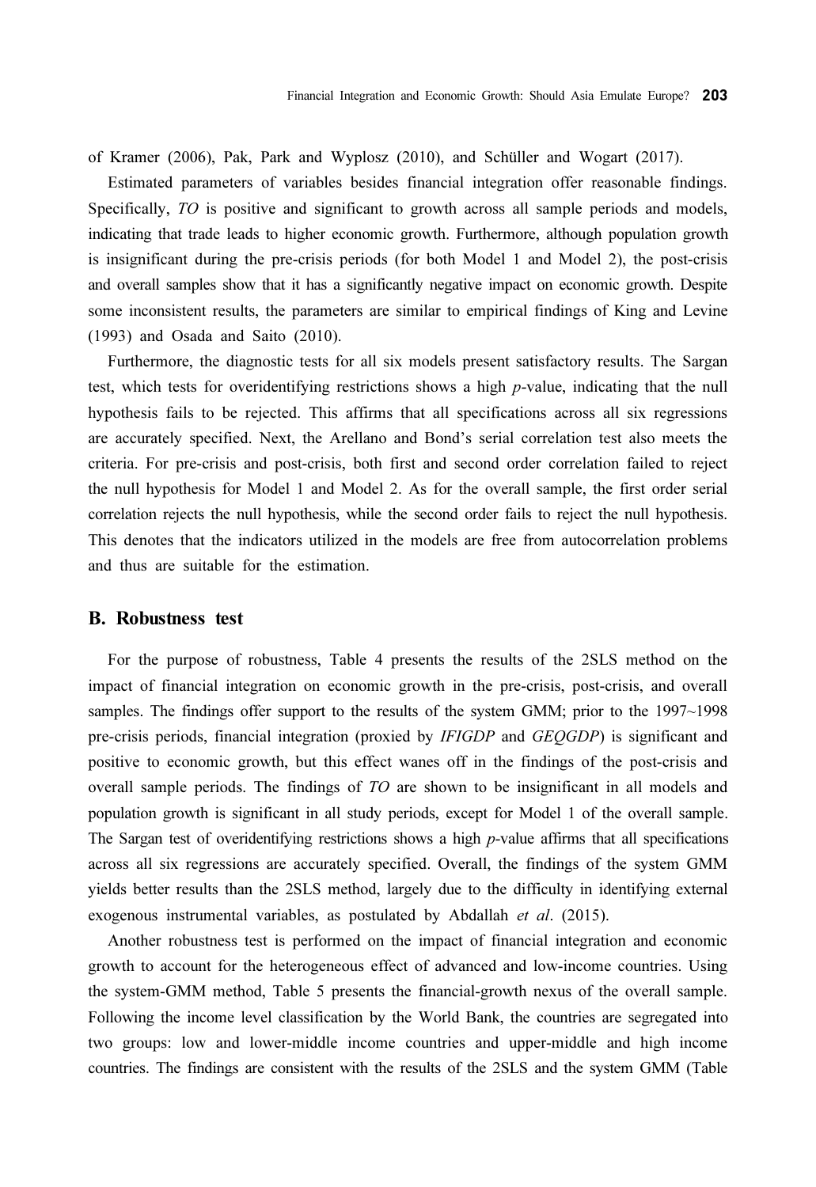of Kramer (2006), Pak, Park and Wyplosz (2010), and Schüller and Wogart (2017).

Estimated parameters of variables besides financial integration offer reasonable findings. Specifically, *TO* is positive and significant to growth across all sample periods and models, indicating that trade leads to higher economic growth. Furthermore, although population growth is insignificant during the pre-crisis periods (for both Model 1 and Model 2), the post-crisis and overall samples show that it has a significantly negative impact on economic growth. Despite some inconsistent results, the parameters are similar to empirical findings of King and Levine (1993) and Osada and Saito (2010).

Furthermore, the diagnostic tests for all six models present satisfactory results. The Sargan test, which tests for overidentifying restrictions shows a high *p*-value, indicating that the null hypothesis fails to be rejected. This affirms that all specifications across all six regressions are accurately specified. Next, the Arellano and Bond's serial correlation test also meets the criteria. For pre-crisis and post-crisis, both first and second order correlation failed to reject the null hypothesis for Model 1 and Model 2. As for the overall sample, the first order serial correlation rejects the null hypothesis, while the second order fails to reject the null hypothesis. This denotes that the indicators utilized in the models are free from autocorrelation problems and thus are suitable for the estimation.

## B. Robustness test

For the purpose of robustness, Table 4 presents the results of the 2SLS method on the impact of financial integration on economic growth in the pre-crisis, post-crisis, and overall samples. The findings offer support to the results of the system GMM; prior to the 1997~1998 pre-crisis periods, financial integration (proxied by *IFIGDP* and *GEQGDP*) is significant and positive to economic growth, but this effect wanes off in the findings of the post-crisis and overall sample periods. The findings of *TO* are shown to be insignificant in all models and population growth is significant in all study periods, except for Model 1 of the overall sample. The Sargan test of overidentifying restrictions shows a high *p*-value affirms that all specifications across all six regressions are accurately specified. Overall, the findings of the system GMM yields better results than the 2SLS method, largely due to the difficulty in identifying external exogenous instrumental variables, as postulated by Abdallah *et al*. (2015).

Another robustness test is performed on the impact of financial integration and economic growth to account for the heterogeneous effect of advanced and low-income countries. Using the system-GMM method, Table 5 presents the financial-growth nexus of the overall sample. Following the income level classification by the World Bank, the countries are segregated into two groups: low and lower-middle income countries and upper-middle and high income countries. The findings are consistent with the results of the 2SLS and the system GMM (Table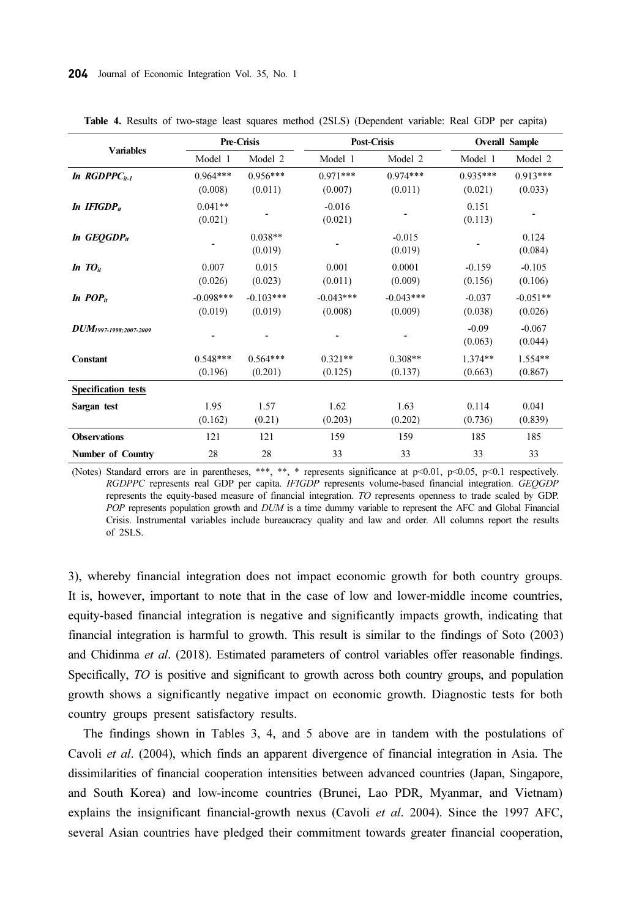**Table 4.** Results of two-stage least squares method (2SLS) (Dependent variable: Real GDP per capita)

| Variables | Pre-Crisis | | Post-Crisis | | Overall Sample | |
|---|---|---|---|---|---|---|
| | Model 1 | Model 2 | Model 1 | Model 2 | Model 1 | Model 2 |
| *ln $RGDPPC_{it-1}$* | 0.964*** | 0.956*** | 0.971*** | 0.974*** | 0.935*** | 0.913*** |
| | (0.008) | (0.011) | (0.007) | (0.011) | (0.021) | (0.033) |
| *ln $IFIGDP_{it}$* | 0.041** | - | -0.016 | - | 0.151 | - |
| | (0.021) | | (0.021) | | (0.113) | |
| *ln $GEQGDP_{it}$* | - | 0.038** | - | -0.015 | - | 0.124 |
| | | (0.019) | | (0.019) | | (0.084) |
| *ln $TO_{it}$* | 0.007 | 0.015 | 0.001 | 0.0001 | -0.159 | -0.105 |
| | (0.026) | (0.023) | (0.011) | (0.009) | (0.156) | (0.106) |
| *ln $POP_{it}$* | -0.098*** | -0.103*** | -0.043*** | -0.043*** | -0.037 | -0.051** |
| | (0.019) | (0.019) | (0.008) | (0.009) | (0.038) | (0.026) |
| $DUM_{1997\text{-}1998;2007\text{-}2009}$ | - | - | - | - | -0.09 | -0.067 |
| | | | | | (0.063) | (0.044) |
| **Constant** | 0.548*** | 0.564*** | 0.321** | 0.308** | 1.374** | 1.554** |
| | (0.196) | (0.201) | (0.125) | (0.137) | (0.663) | (0.867) |
| **Specification tests** | | | | | | |
| **Sargan test** | 1.95 | 1.57 | 1.62 | 1.63 | 0.114 | 0.041 |
| | (0.162) | (0.21) | (0.203) | (0.202) | (0.736) | (0.839) |
| **Observations** | 121 | 121 | 159 | 159 | 185 | 185 |
| **Number of Country** | 28 | 28 | 33 | 33 | 33 | 33 |

(Notes) Standard errors are in parentheses, ***, **, * represents significance at p<0.01, p<0.05, p<0.1 respectively. *RGDPPC* represents real GDP per capita. *IFIGDP* represents volume-based financial integration. *GEQGDP* represents the equity-based measure of financial integration. *TO* represents openness to trade scaled by GDP. *POP* represents population growth and *DUM* is a time dummy variable to represent the AFC and Global Financial Crisis. Instrumental variables include bureaucracy quality and law and order. All columns report the results of 2SLS.

3), whereby financial integration does not impact economic growth for both country groups. It is, however, important to note that in the case of low and lower-middle income countries, equity-based financial integration is negative and significantly impacts growth, indicating that financial integration is harmful to growth. This result is similar to the findings of Soto (2003) and Chidinma *et al*. (2018). Estimated parameters of control variables offer reasonable findings. Specifically, *TO* is positive and significant to growth across both country groups, and population growth shows a significantly negative impact on economic growth. Diagnostic tests for both country groups present satisfactory results.

The findings shown in Tables 3, 4, and 5 above are in tandem with the postulations of Cavoli *et al*. (2004), which finds an apparent divergence of financial integration in Asia. The dissimilarities of financial cooperation intensities between advanced countries (Japan, Singapore, and South Korea) and low-income countries (Brunei, Lao PDR, Myanmar, and Vietnam) explains the insignificant financial-growth nexus (Cavoli *et al*. 2004). Since the 1997 AFC, several Asian countries have pledged their commitment towards greater financial cooperation,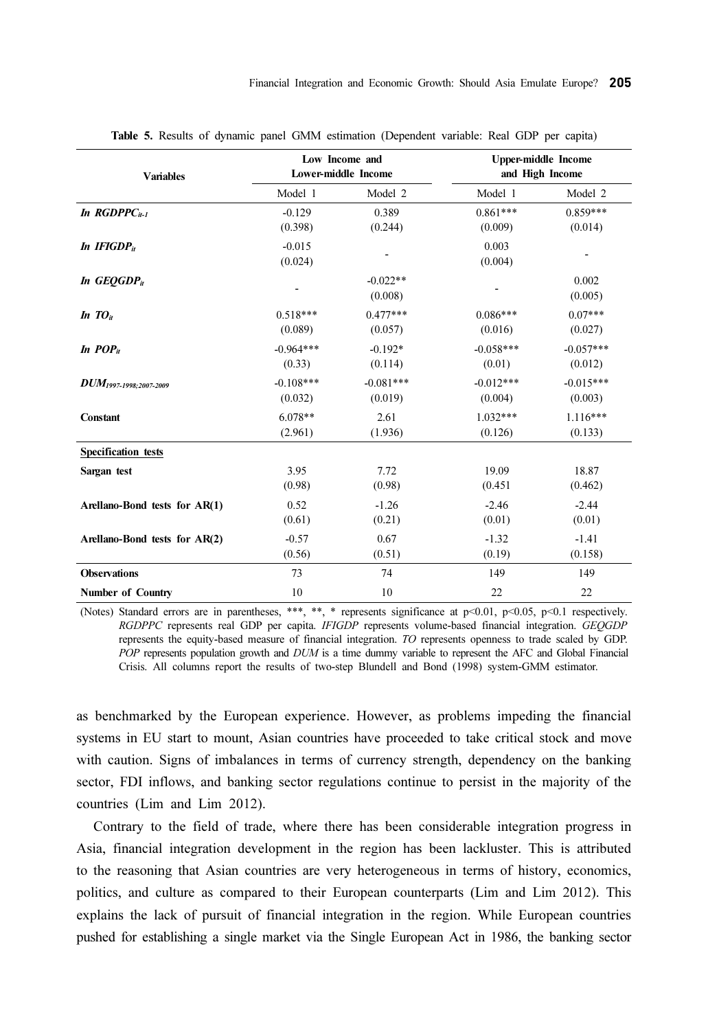**Table 5.** Results of dynamic panel GMM estimation (Dependent variable: Real GDP per capita)

| Variables | Low Income and Lower-middle Income | | Upper-middle Income and High Income | |
|---|---|---|---|---|
| | Model 1 | Model 2 | Model 1 | Model 2 |
| ***ln*** $\boldsymbol{RGDPPC_{it-1}}$ | -0.129 (0.398) | 0.389 (0.244) | 0.861*** (0.009) | 0.859*** (0.014) |
| ***ln*** $\boldsymbol{IFIGDP_{it}}$ | -0.015 (0.024) | - | 0.003 (0.004) | - |
| ***ln*** $\boldsymbol{GEQGDP_{it}}$ | - | -0.022** (0.008) | - | 0.002 (0.005) |
| ***ln*** $\boldsymbol{TO_{it}}$ | 0.518*** (0.089) | 0.477*** (0.057) | 0.086*** (0.016) | 0.07*** (0.027) |
| ***ln*** $\boldsymbol{POP_{it}}$ | -0.964*** (0.33) | -0.192* (0.114) | -0.058*** (0.01) | -0.057*** (0.012) |
| $\boldsymbol{DUM_{1997\text{-}1998;2007\text{-}2009}}$ | -0.108*** (0.032) | -0.081*** (0.019) | -0.012*** (0.004) | -0.015*** (0.003) |
| **Constant** | 6.078** (2.961) | 2.61 (1.936) | 1.032*** (0.126) | 1.116*** (0.133) |
| **Specification tests** | | | | |
| **Sargan test** | 3.95 (0.98) | 7.72 (0.98) | 19.09 (0.451 | 18.87 (0.462) |
| **Arellano-Bond tests for AR(1)** | 0.52 (0.61) | -1.26 (0.21) | -2.46 (0.01) | -2.44 (0.01) |
| **Arellano-Bond tests for AR(2)** | -0.57 (0.56) | 0.67 (0.51) | -1.32 (0.19) | -1.41 (0.158) |
| **Observations** | 73 | 74 | 149 | 149 |
| **Number of Country** | 10 | 10 | 22 | 22 |

(Notes) Standard errors are in parentheses, ***, **, * represents significance at $p<0.01$, $p<0.05$, $p<0.1$ respectively. *RGDPPC* represents real GDP per capita. *IFIGDP* represents volume-based financial integration. *GEQGDP* represents the equity-based measure of financial integration. *TO* represents openness to trade scaled by GDP. *POP* represents population growth and *DUM* is a time dummy variable to represent the AFC and Global Financial Crisis. All columns report the results of two-step Blundell and Bond (1998) system-GMM estimator.

as benchmarked by the European experience. However, as problems impeding the financial systems in EU start to mount, Asian countries have proceeded to take critical stock and move with caution. Signs of imbalances in terms of currency strength, dependency on the banking sector, FDI inflows, and banking sector regulations continue to persist in the majority of the countries (Lim and Lim 2012).

Contrary to the field of trade, where there has been considerable integration progress in Asia, financial integration development in the region has been lackluster. This is attributed to the reasoning that Asian countries are very heterogeneous in terms of history, economics, politics, and culture as compared to their European counterparts (Lim and Lim 2012). This explains the lack of pursuit of financial integration in the region. While European countries pushed for establishing a single market via the Single European Act in 1986, the banking sector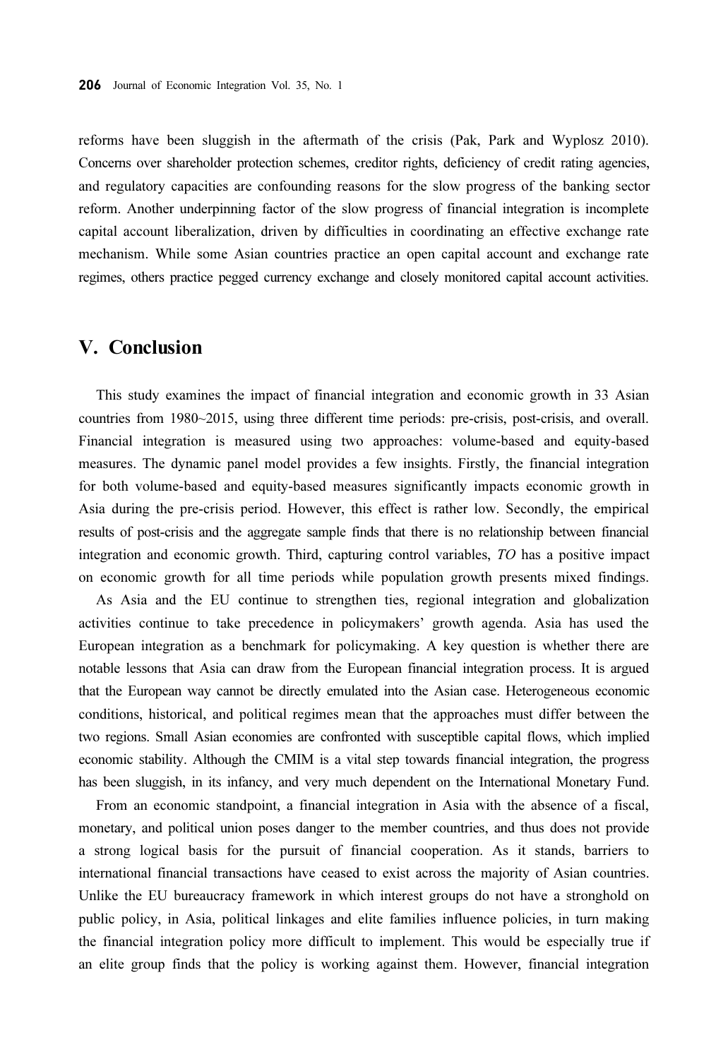reforms have been sluggish in the aftermath of the crisis (Pak, Park and Wyplosz 2010). Concerns over shareholder protection schemes, creditor rights, deficiency of credit rating agencies, and regulatory capacities are confounding reasons for the slow progress of the banking sector reform. Another underpinning factor of the slow progress of financial integration is incomplete capital account liberalization, driven by difficulties in coordinating an effective exchange rate mechanism. While some Asian countries practice an open capital account and exchange rate regimes, others practice pegged currency exchange and closely monitored capital account activities.

## V. Conclusion

This study examines the impact of financial integration and economic growth in 33 Asian countries from 1980~2015, using three different time periods: pre-crisis, post-crisis, and overall. Financial integration is measured using two approaches: volume-based and equity-based measures. The dynamic panel model provides a few insights. Firstly, the financial integration for both volume-based and equity-based measures significantly impacts economic growth in Asia during the pre-crisis period. However, this effect is rather low. Secondly, the empirical results of post-crisis and the aggregate sample finds that there is no relationship between financial integration and economic growth. Third, capturing control variables, *TO* has a positive impact on economic growth for all time periods while population growth presents mixed findings.

As Asia and the EU continue to strengthen ties, regional integration and globalization activities continue to take precedence in policymakers' growth agenda. Asia has used the European integration as a benchmark for policymaking. A key question is whether there are notable lessons that Asia can draw from the European financial integration process. It is argued that the European way cannot be directly emulated into the Asian case. Heterogeneous economic conditions, historical, and political regimes mean that the approaches must differ between the two regions. Small Asian economies are confronted with susceptible capital flows, which implied economic stability. Although the CMIM is a vital step towards financial integration, the progress has been sluggish, in its infancy, and very much dependent on the International Monetary Fund.

From an economic standpoint, a financial integration in Asia with the absence of a fiscal, monetary, and political union poses danger to the member countries, and thus does not provide a strong logical basis for the pursuit of financial cooperation. As it stands, barriers to international financial transactions have ceased to exist across the majority of Asian countries. Unlike the EU bureaucracy framework in which interest groups do not have a stronghold on public policy, in Asia, political linkages and elite families influence policies, in turn making the financial integration policy more difficult to implement. This would be especially true if an elite group finds that the policy is working against them. However, financial integration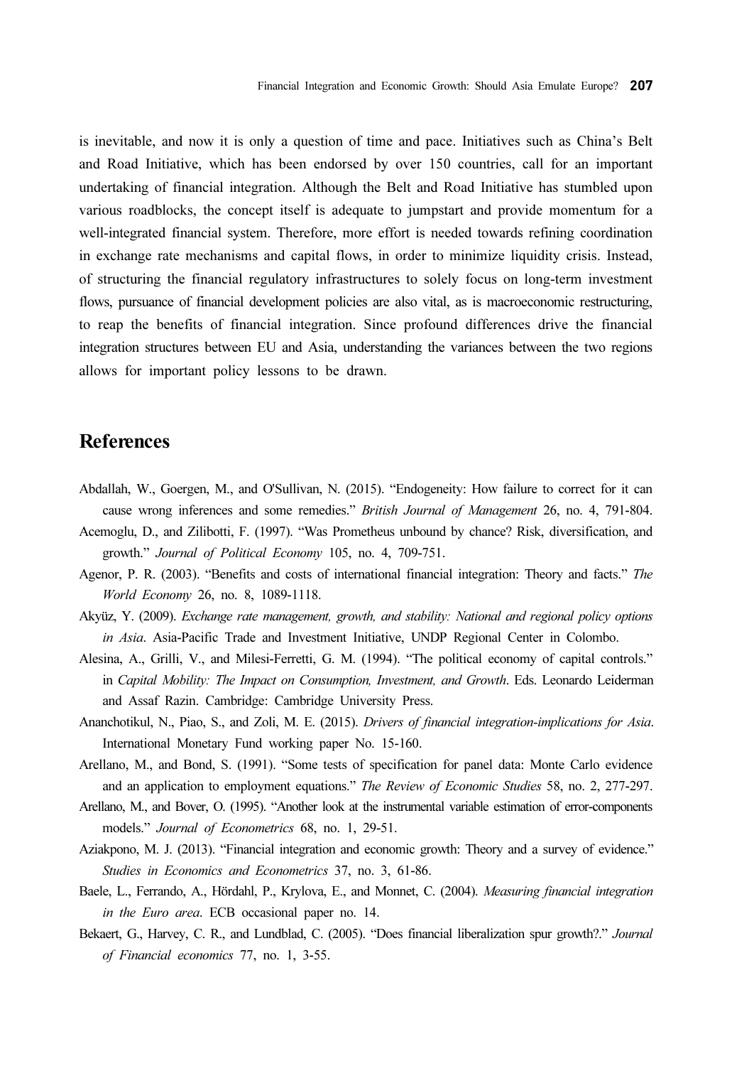is inevitable, and now it is only a question of time and pace. Initiatives such as China's Belt and Road Initiative, which has been endorsed by over 150 countries, call for an important undertaking of financial integration. Although the Belt and Road Initiative has stumbled upon various roadblocks, the concept itself is adequate to jumpstart and provide momentum for a well-integrated financial system. Therefore, more effort is needed towards refining coordination in exchange rate mechanisms and capital flows, in order to minimize liquidity crisis. Instead, of structuring the financial regulatory infrastructures to solely focus on long-term investment flows, pursuance of financial development policies are also vital, as is macroeconomic restructuring, to reap the benefits of financial integration. Since profound differences drive the financial integration structures between EU and Asia, understanding the variances between the two regions allows for important policy lessons to be drawn.

## References

Abdallah, W., Goergen, M., and O'Sullivan, N. (2015). "Endogeneity: How failure to correct for it can cause wrong inferences and some remedies." *British Journal of Management* 26, no. 4, 791-804.

Acemoglu, D., and Zilibotti, F. (1997). "Was Prometheus unbound by chance? Risk, diversification, and growth." *Journal of Political Economy* 105, no. 4, 709-751.

Agenor, P. R. (2003). "Benefits and costs of international financial integration: Theory and facts." *The World Economy* 26, no. 8, 1089-1118.

Akyüz, Y. (2009). *Exchange rate management, growth, and stability: National and regional policy options in Asia*. Asia-Pacific Trade and Investment Initiative, UNDP Regional Center in Colombo.

Alesina, A., Grilli, V., and Milesi-Ferretti, G. M. (1994). "The political economy of capital controls." in *Capital Mobility: The Impact on Consumption, Investment, and Growth*. Eds. Leonardo Leiderman and Assaf Razin. Cambridge: Cambridge University Press.

Ananchotikul, N., Piao, S., and Zoli, M. E. (2015). *Drivers of financial integration-implications for Asia*. International Monetary Fund working paper No. 15-160.

Arellano, M., and Bond, S. (1991). "Some tests of specification for panel data: Monte Carlo evidence and an application to employment equations." *The Review of Economic Studies* 58, no. 2, 277-297.

Arellano, M., and Bover, O. (1995). "Another look at the instrumental variable estimation of error-components models." *Journal of Econometrics* 68, no. 1, 29-51.

Aziakpono, M. J. (2013). "Financial integration and economic growth: Theory and a survey of evidence." *Studies in Economics and Econometrics* 37, no. 3, 61-86.

Baele, L., Ferrando, A., Hördahl, P., Krylova, E., and Monnet, C. (2004). *Measuring financial integration in the Euro area*. ECB occasional paper no. 14.

Bekaert, G., Harvey, C. R., and Lundblad, C. (2005). "Does financial liberalization spur growth?." *Journal of Financial economics* 77, no. 1, 3-55.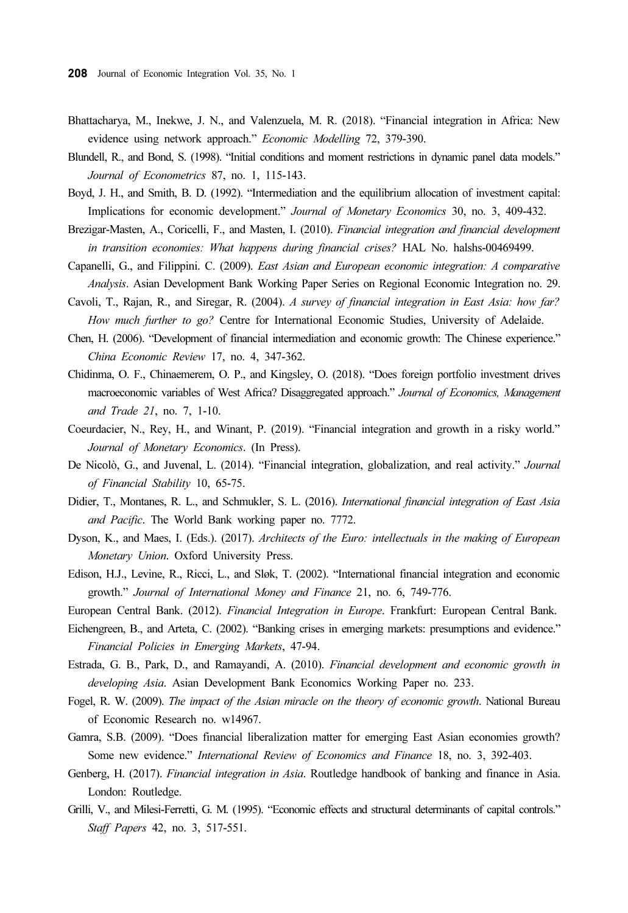Bhattacharya, M., Inekwe, J. N., and Valenzuela, M. R. (2018). "Financial integration in Africa: New evidence using network approach." *Economic Modelling* 72, 379-390.

Blundell, R., and Bond, S. (1998). "Initial conditions and moment restrictions in dynamic panel data models." *Journal of Econometrics* 87, no. 1, 115-143.

Boyd, J. H., and Smith, B. D. (1992). "Intermediation and the equilibrium allocation of investment capital: Implications for economic development." *Journal of Monetary Economics* 30, no. 3, 409-432.

Brezigar-Masten, A., Coricelli, F., and Masten, I. (2010). *Financial integration and financial development in transition economies: What happens during financial crises?* HAL No. halshs-00469499.

Capanelli, G., and Filippini. C. (2009). *East Asian and European economic integration: A comparative Analysis*. Asian Development Bank Working Paper Series on Regional Economic Integration no. 29.

Cavoli, T., Rajan, R., and Siregar, R. (2004). *A survey of financial integration in East Asia: how far? How much further to go?* Centre for International Economic Studies, University of Adelaide.

Chen, H. (2006). "Development of financial intermediation and economic growth: The Chinese experience." *China Economic Review* 17, no. 4, 347-362.

Chidinma, O. F., Chinaemerem, O. P., and Kingsley, O. (2018). "Does foreign portfolio investment drives macroeconomic variables of West Africa? Disaggregated approach." *Journal of Economics, Management and Trade 21*, no. 7, 1-10.

Coeurdacier, N., Rey, H., and Winant, P. (2019). "Financial integration and growth in a risky world." *Journal of Monetary Economics*. (In Press).

De Nicolò, G., and Juvenal, L. (2014). "Financial integration, globalization, and real activity." *Journal of Financial Stability* 10, 65-75.

Didier, T., Montanes, R. L., and Schmukler, S. L. (2016). *International financial integration of East Asia and Pacific*. The World Bank working paper no. 7772.

Dyson, K., and Maes, I. (Eds.). (2017). *Architects of the Euro: intellectuals in the making of European Monetary Union*. Oxford University Press.

Edison, H.J., Levine, R., Ricci, L., and Sløk, T. (2002). "International financial integration and economic growth." *Journal of International Money and Finance* 21, no. 6, 749-776.

European Central Bank. (2012). *Financial Integration in Europe*. Frankfurt: European Central Bank.

Eichengreen, B., and Arteta, C. (2002). "Banking crises in emerging markets: presumptions and evidence." *Financial Policies in Emerging Markets*, 47-94.

Estrada, G. B., Park, D., and Ramayandi, A. (2010). *Financial development and economic growth in developing Asia*. Asian Development Bank Economics Working Paper no. 233.

Fogel, R. W. (2009). *The impact of the Asian miracle on the theory of economic growth*. National Bureau of Economic Research no. w14967.

Gamra, S.B. (2009). "Does financial liberalization matter for emerging East Asian economies growth? Some new evidence." *International Review of Economics and Finance* 18, no. 3, 392-403.

Genberg, H. (2017). *Financial integration in Asia*. Routledge handbook of banking and finance in Asia. London: Routledge.

Grilli, V., and Milesi-Ferretti, G. M. (1995). "Economic effects and structural determinants of capital controls." *Staff Papers* 42, no. 3, 517-551.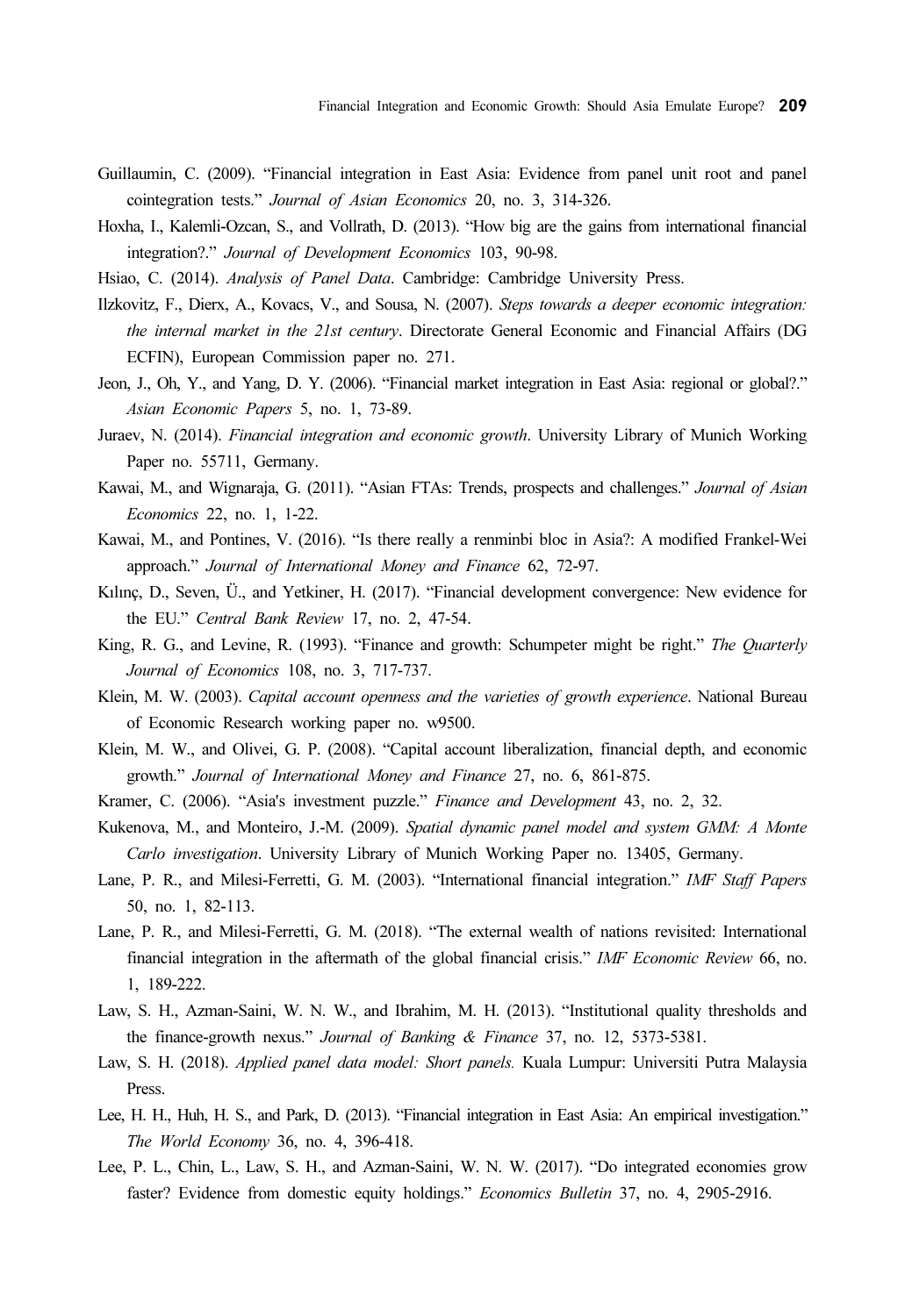Guillaumin, C. (2009). “Financial integration in East Asia: Evidence from panel unit root and panel cointegration tests.” *Journal of Asian Economics* 20, no. 3, 314-326.

Hoxha, I., Kalemli-Ozcan, S., and Vollrath, D. (2013). “How big are the gains from international financial integration?.” *Journal of Development Economics* 103, 90-98.

Hsiao, C. (2014). *Analysis of Panel Data*. Cambridge: Cambridge University Press.

Ilzkovitz, F., Dierx, A., Kovacs, V., and Sousa, N. (2007). *Steps towards a deeper economic integration: the internal market in the 21st century*. Directorate General Economic and Financial Affairs (DG ECFIN), European Commission paper no. 271.

Jeon, J., Oh, Y., and Yang, D. Y. (2006). “Financial market integration in East Asia: regional or global?.” *Asian Economic Papers* 5, no. 1, 73-89.

Juraev, N. (2014). *Financial integration and economic growth*. University Library of Munich Working Paper no. 55711, Germany.

Kawai, M., and Wignaraja, G. (2011). “Asian FTAs: Trends, prospects and challenges.” *Journal of Asian Economics* 22, no. 1, 1-22.

Kawai, M., and Pontines, V. (2016). “Is there really a renminbi bloc in Asia?: A modified Frankel-Wei approach.” *Journal of International Money and Finance* 62, 72-97.

Kılınç, D., Seven, Ü., and Yetkiner, H. (2017). “Financial development convergence: New evidence for the EU.” *Central Bank Review* 17, no. 2, 47-54.

King, R. G., and Levine, R. (1993). “Finance and growth: Schumpeter might be right.” *The Quarterly Journal of Economics* 108, no. 3, 717-737.

Klein, M. W. (2003). *Capital account openness and the varieties of growth experience*. National Bureau of Economic Research working paper no. w9500.

Klein, M. W., and Olivei, G. P. (2008). “Capital account liberalization, financial depth, and economic growth.” *Journal of International Money and Finance* 27, no. 6, 861-875.

Kramer, C. (2006). “Asia's investment puzzle.” *Finance and Development* 43, no. 2, 32.

Kukenova, M., and Monteiro, J.-M. (2009). *Spatial dynamic panel model and system GMM: A Monte Carlo investigation*. University Library of Munich Working Paper no. 13405, Germany.

Lane, P. R., and Milesi-Ferretti, G. M. (2003). “International financial integration.” *IMF Staff Papers* 50, no. 1, 82-113.

Lane, P. R., and Milesi-Ferretti, G. M. (2018). “The external wealth of nations revisited: International financial integration in the aftermath of the global financial crisis.” *IMF Economic Review* 66, no. 1, 189-222.

Law, S. H., Azman-Saini, W. N. W., and Ibrahim, M. H. (2013). “Institutional quality thresholds and the finance-growth nexus.” *Journal of Banking & Finance* 37, no. 12, 5373-5381.

Law, S. H. (2018). *Applied panel data model: Short panels.* Kuala Lumpur: Universiti Putra Malaysia Press.

Lee, H. H., Huh, H. S., and Park, D. (2013). “Financial integration in East Asia: An empirical investigation.” *The World Economy* 36, no. 4, 396-418.

Lee, P. L., Chin, L., Law, S. H., and Azman-Saini, W. N. W. (2017). “Do integrated economies grow faster? Evidence from domestic equity holdings.” *Economics Bulletin* 37, no. 4, 2905-2916.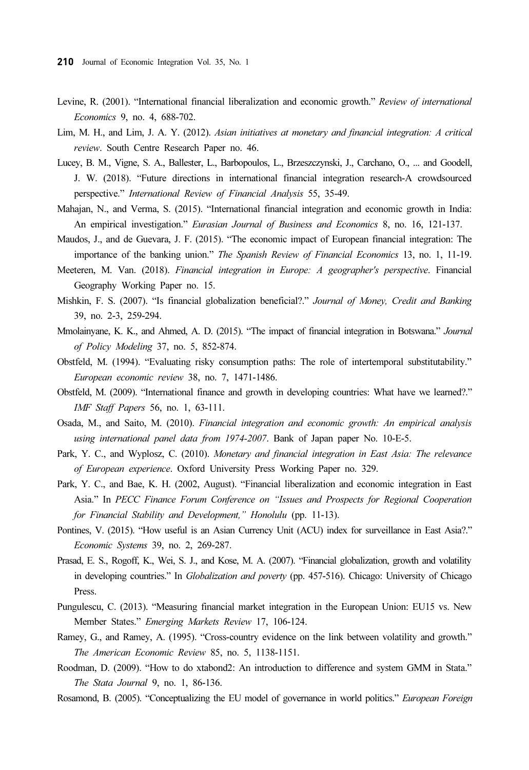Levine, R. (2001). "International financial liberalization and economic growth." *Review of international Economics* 9, no. 4, 688-702.

Lim, M. H., and Lim, J. A. Y. (2012). *Asian initiatives at monetary and financial integration: A critical review*. South Centre Research Paper no. 46.

Lucey, B. M., Vigne, S. A., Ballester, L., Barbopoulos, L., Brzeszczynski, J., Carchano, O., ... and Goodell, J. W. (2018). "Future directions in international financial integration research-A crowdsourced perspective." *International Review of Financial Analysis* 55, 35-49.

Mahajan, N., and Verma, S. (2015). "International financial integration and economic growth in India: An empirical investigation." *Eurasian Journal of Business and Economics* 8, no. 16, 121-137.

Maudos, J., and de Guevara, J. F. (2015). "The economic impact of European financial integration: The importance of the banking union." *The Spanish Review of Financial Economics* 13, no. 1, 11-19.

Meeteren, M. Van. (2018). *Financial integration in Europe: A geographer's perspective*. Financial Geography Working Paper no. 15.

Mishkin, F. S. (2007). "Is financial globalization beneficial?." *Journal of Money, Credit and Banking* 39, no. 2-3, 259-294.

Mmolainyane, K. K., and Ahmed, A. D. (2015). "The impact of financial integration in Botswana." *Journal of Policy Modeling* 37, no. 5, 852-874.

Obstfeld, M. (1994). "Evaluating risky consumption paths: The role of intertemporal substitutability." *European economic review* 38, no. 7, 1471-1486.

Obstfeld, M. (2009). "International finance and growth in developing countries: What have we learned?." *IMF Staff Papers* 56, no. 1, 63-111.

Osada, M., and Saito, M. (2010). *Financial integration and economic growth: An empirical analysis using international panel data from 1974-2007*. Bank of Japan paper No. 10-E-5.

Park, Y. C., and Wyplosz, C. (2010). *Monetary and financial integration in East Asia: The relevance of European experience*. Oxford University Press Working Paper no. 329.

Park, Y. C., and Bae, K. H. (2002, August). "Financial liberalization and economic integration in East Asia." In *PECC Finance Forum Conference on "Issues and Prospects for Regional Cooperation for Financial Stability and Development," Honolulu* (pp. 11-13).

Pontines, V. (2015). "How useful is an Asian Currency Unit (ACU) index for surveillance in East Asia?." *Economic Systems* 39, no. 2, 269-287.

Prasad, E. S., Rogoff, K., Wei, S. J., and Kose, M. A. (2007). "Financial globalization, growth and volatility in developing countries." In *Globalization and poverty* (pp. 457-516). Chicago: University of Chicago Press.

Pungulescu, C. (2013). "Measuring financial market integration in the European Union: EU15 vs. New Member States." *Emerging Markets Review* 17, 106-124.

Ramey, G., and Ramey, A. (1995). "Cross-country evidence on the link between volatility and growth." *The American Economic Review* 85, no. 5, 1138-1151.

Roodman, D. (2009). "How to do xtabond2: An introduction to difference and system GMM in Stata." *The Stata Journal* 9, no. 1, 86-136.

Rosamond, B. (2005). "Conceptualizing the EU model of governance in world politics." *European Foreign*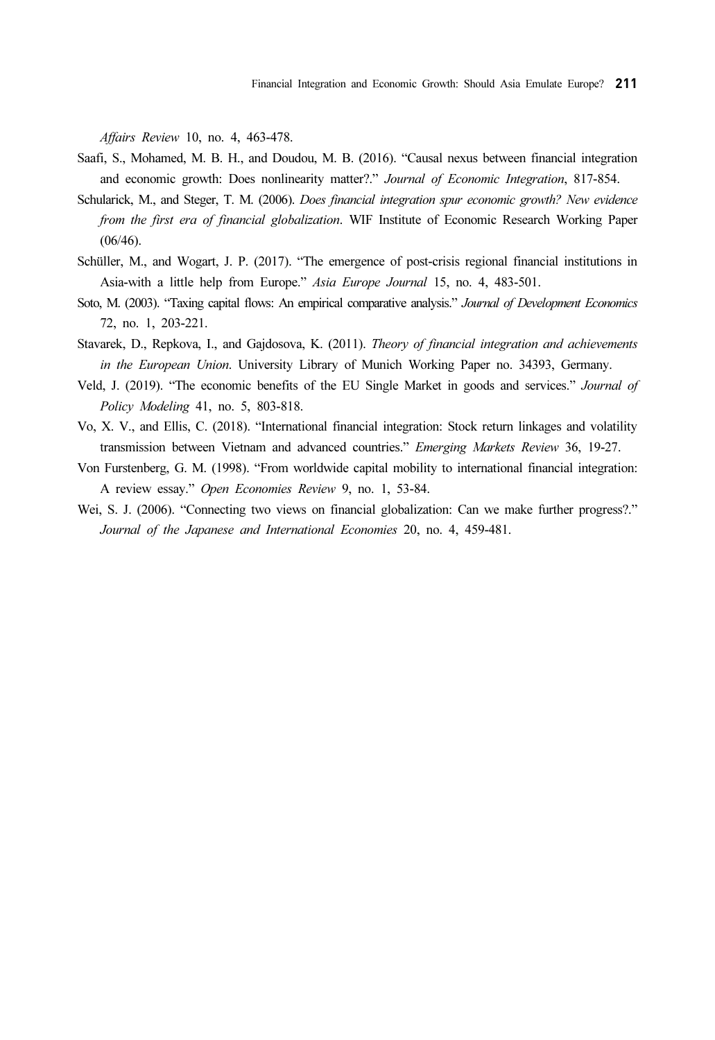*Affairs Review* 10, no. 4, 463-478.

Saafi, S., Mohamed, M. B. H., and Doudou, M. B. (2016). "Causal nexus between financial integration and economic growth: Does nonlinearity matter?." *Journal of Economic Integration*, 817-854.

Schularick, M., and Steger, T. M. (2006). *Does financial integration spur economic growth? New evidence from the first era of financial globalization*. WIF Institute of Economic Research Working Paper (06/46).

Schüller, M., and Wogart, J. P. (2017). "The emergence of post-crisis regional financial institutions in Asia-with a little help from Europe." *Asia Europe Journal* 15, no. 4, 483-501.

Soto, M. (2003). "Taxing capital flows: An empirical comparative analysis." *Journal of Development Economics* 72, no. 1, 203-221.

Stavarek, D., Repkova, I., and Gajdosova, K. (2011). *Theory of financial integration and achievements in the European Union*. University Library of Munich Working Paper no. 34393, Germany.

Veld, J. (2019). "The economic benefits of the EU Single Market in goods and services." *Journal of Policy Modeling* 41, no. 5, 803-818.

Vo, X. V., and Ellis, C. (2018). "International financial integration: Stock return linkages and volatility transmission between Vietnam and advanced countries." *Emerging Markets Review* 36, 19-27.

Von Furstenberg, G. M. (1998). "From worldwide capital mobility to international financial integration: A review essay." *Open Economies Review* 9, no. 1, 53-84.

Wei, S. J. (2006). "Connecting two views on financial globalization: Can we make further progress?." *Journal of the Japanese and International Economies* 20, no. 4, 459-481.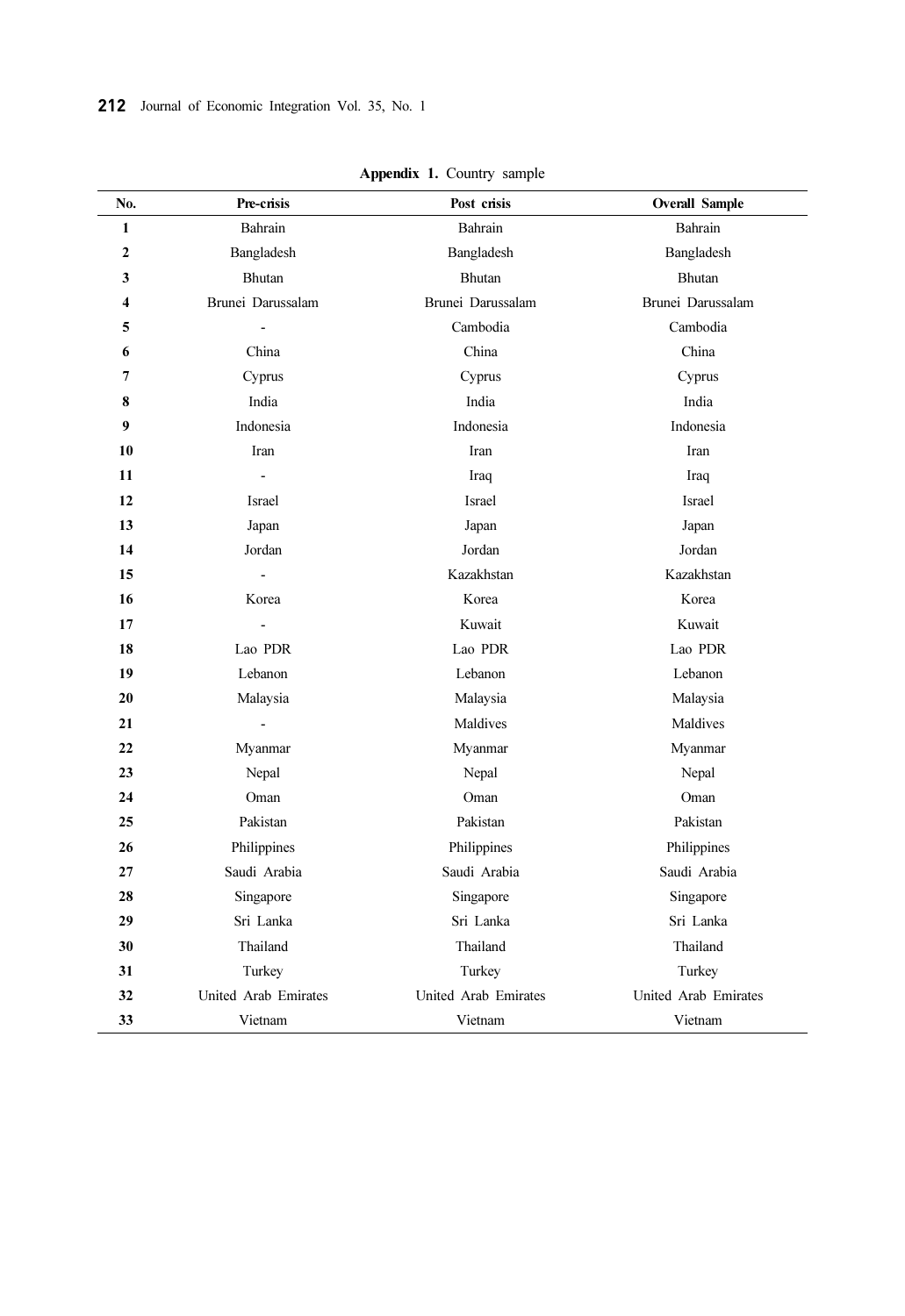**Appendix 1.** Country sample

| No. | Pre-crisis | Post crisis | Overall Sample |
|---|---|---|---|
| 1 | Bahrain | Bahrain | Bahrain |
| 2 | Bangladesh | Bangladesh | Bangladesh |
| 3 | Bhutan | Bhutan | Bhutan |
| 4 | Brunei Darussalam | Brunei Darussalam | Brunei Darussalam |
| 5 | - | Cambodia | Cambodia |
| 6 | China | China | China |
| 7 | Cyprus | Cyprus | Cyprus |
| 8 | India | India | India |
| 9 | Indonesia | Indonesia | Indonesia |
| 10 | Iran | Iran | Iran |
| 11 | - | Iraq | Iraq |
| 12 | Israel | Israel | Israel |
| 13 | Japan | Japan | Japan |
| 14 | Jordan | Jordan | Jordan |
| 15 | - | Kazakhstan | Kazakhstan |
| 16 | Korea | Korea | Korea |
| 17 | - | Kuwait | Kuwait |
| 18 | Lao PDR | Lao PDR | Lao PDR |
| 19 | Lebanon | Lebanon | Lebanon |
| 20 | Malaysia | Malaysia | Malaysia |
| 21 | - | Maldives | Maldives |
| 22 | Myanmar | Myanmar | Myanmar |
| 23 | Nepal | Nepal | Nepal |
| 24 | Oman | Oman | Oman |
| 25 | Pakistan | Pakistan | Pakistan |
| 26 | Philippines | Philippines | Philippines |
| 27 | Saudi Arabia | Saudi Arabia | Saudi Arabia |
| 28 | Singapore | Singapore | Singapore |
| 29 | Sri Lanka | Sri Lanka | Sri Lanka |
| 30 | Thailand | Thailand | Thailand |
| 31 | Turkey | Turkey | Turkey |
| 32 | United Arab Emirates | United Arab Emirates | United Arab Emirates |
| 33 | Vietnam | Vietnam | Vietnam |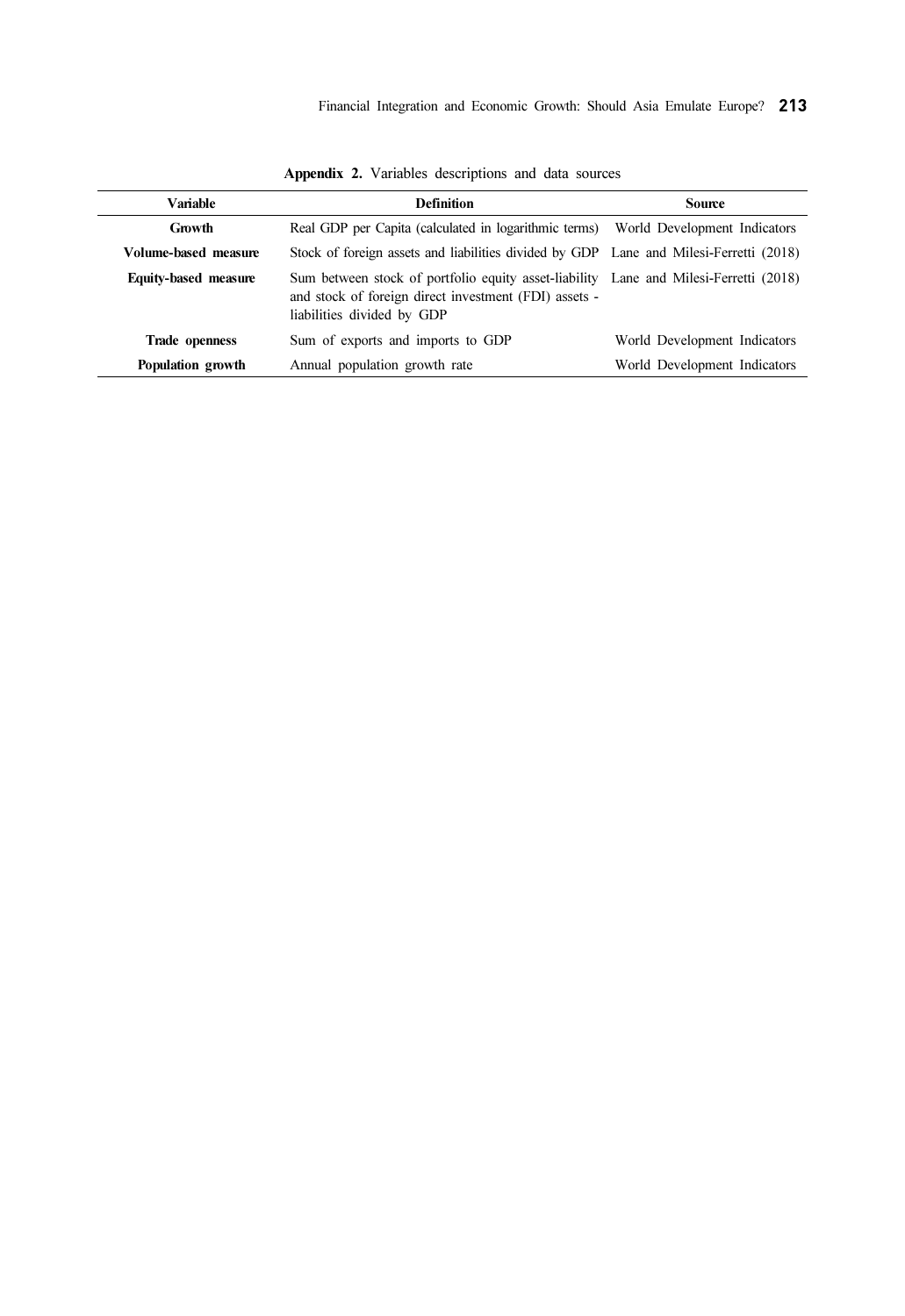**Appendix 2.** Variables descriptions and data sources

| Variable | Definition | Source |
|---|---|---|
| **Growth** | Real GDP per Capita (calculated in logarithmic terms) | World Development Indicators |
| **Volume-based measure** | Stock of foreign assets and liabilities divided by GDP | Lane and Milesi-Ferretti (2018) |
| **Equity-based measure** | Sum between stock of portfolio equity asset-liability and stock of foreign direct investment (FDI) assets - liabilities divided by GDP | Lane and Milesi-Ferretti (2018) |
| **Trade openness** | Sum of exports and imports to GDP | World Development Indicators |
| **Population growth** | Annual population growth rate | World Development Indicators |